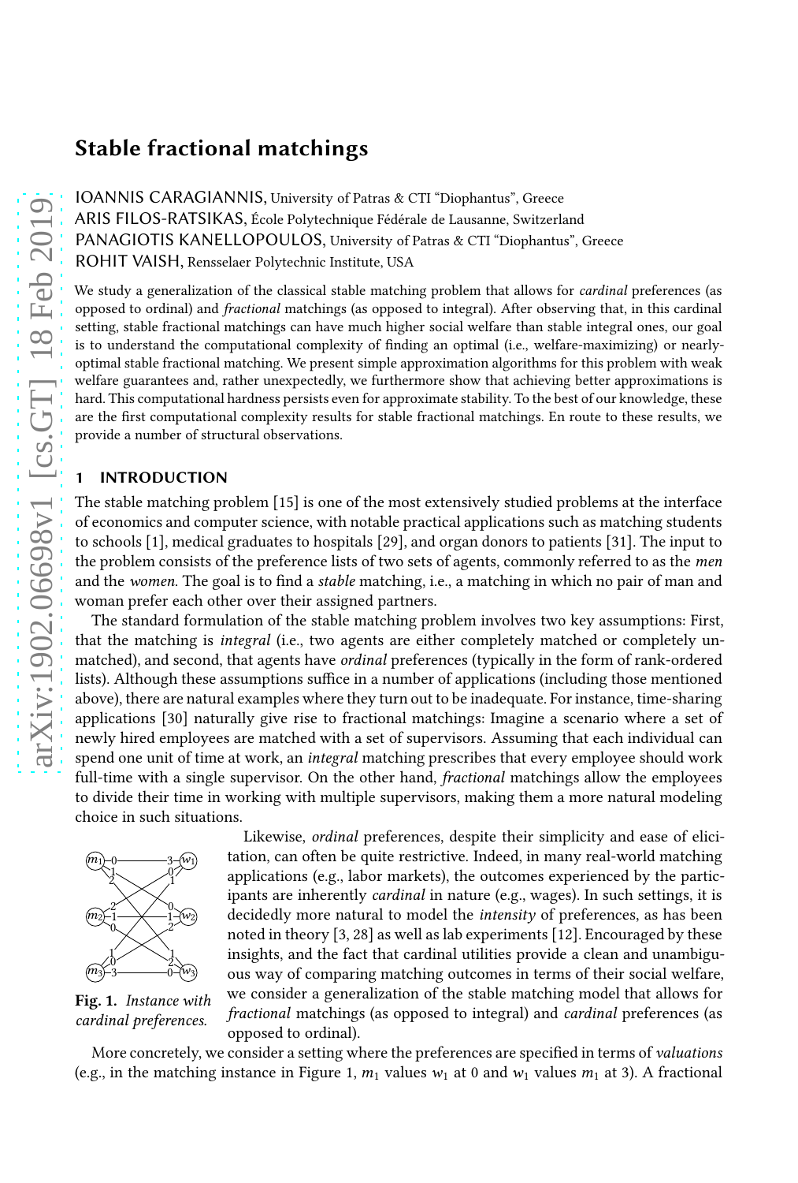# Stable fractional matchings

IOANNIS CARAGIANNIS, University of Patras & CTI "Diophantus", Greece
ARIS FILOS-RATSIKAS, École Polytechnique Fédérale de Lausanne, Switzerland
PANAGIOTIS KANELLOPOULOS, University of Patras & CTI "Diophantus", Greece
ROHIT VAISH, Rensselaer Polytechnic Institute, USA

We study a generalization of the classical stable matching problem that allows for *cardinal* preferences (as opposed to ordinal) and *fractional* matchings (as opposed to integral). After observing that, in this cardinal setting, stable fractional matchings can have much higher social welfare than stable integral ones, our goal is to understand the computational complexity of finding an optimal (i.e., welfare-maximizing) or nearly-optimal stable fractional matching. We present simple approximation algorithms for this problem with weak welfare guarantees and, rather unexpectedly, we furthermore show that achieving better approximations is hard. This computational hardness persists even for approximate stability. To the best of our knowledge, these are the first computational complexity results for stable fractional matchings. En route to these results, we provide a number of structural observations.

## 1 INTRODUCTION

The stable matching problem [15] is one of the most extensively studied problems at the interface of economics and computer science, with notable practical applications such as matching students to schools [1], medical graduates to hospitals [29], and organ donors to patients [31]. The input to the problem consists of the preference lists of two sets of agents, commonly referred to as the *men* and the *women*. The goal is to find a *stable* matching, i.e., a matching in which no pair of man and woman prefer each other over their assigned partners.

The standard formulation of the stable matching problem involves two key assumptions: First, that the matching is *integral* (i.e., two agents are either completely matched or completely unmatched), and second, that agents have *ordinal* preferences (typically in the form of rank-ordered lists). Although these assumptions suffice in a number of applications (including those mentioned above), there are natural examples where they turn out to be inadequate. For instance, time-sharing applications [30] naturally give rise to fractional matchings: Imagine a scenario where a set of newly hired employees are matched with a set of supervisors. Assuming that each individual can spend one unit of time at work, an *integral* matching prescribes that every employee should work full-time with a single supervisor. On the other hand, *fractional* matchings allow the employees to divide their time in working with multiple supervisors, making them a more natural modeling choice in such situations.

Fig. 1. *Instance with cardinal preferences.*

Likewise, *ordinal* preferences, despite their simplicity and ease of elicitation, can often be quite restrictive. Indeed, in many real-world matching applications (e.g., labor markets), the outcomes experienced by the participants are inherently *cardinal* in nature (e.g., wages). In such settings, it is decidedly more natural to model the *intensity* of preferences, as has been noted in theory [3, 28] as well as lab experiments [12]. Encouraged by these insights, and the fact that cardinal utilities provide a clean and unambiguous way of comparing matching outcomes in terms of their social welfare, we consider a generalization of the stable matching model that allows for *fractional* matchings (as opposed to integral) and *cardinal* preferences (as opposed to ordinal).

More concretely, we consider a setting where the preferences are specified in terms of *valuations* (e.g., in the matching instance in Figure 1, $m_1$ values $w_1$ at 0 and $w_1$ values $m_1$ at 3). A fractional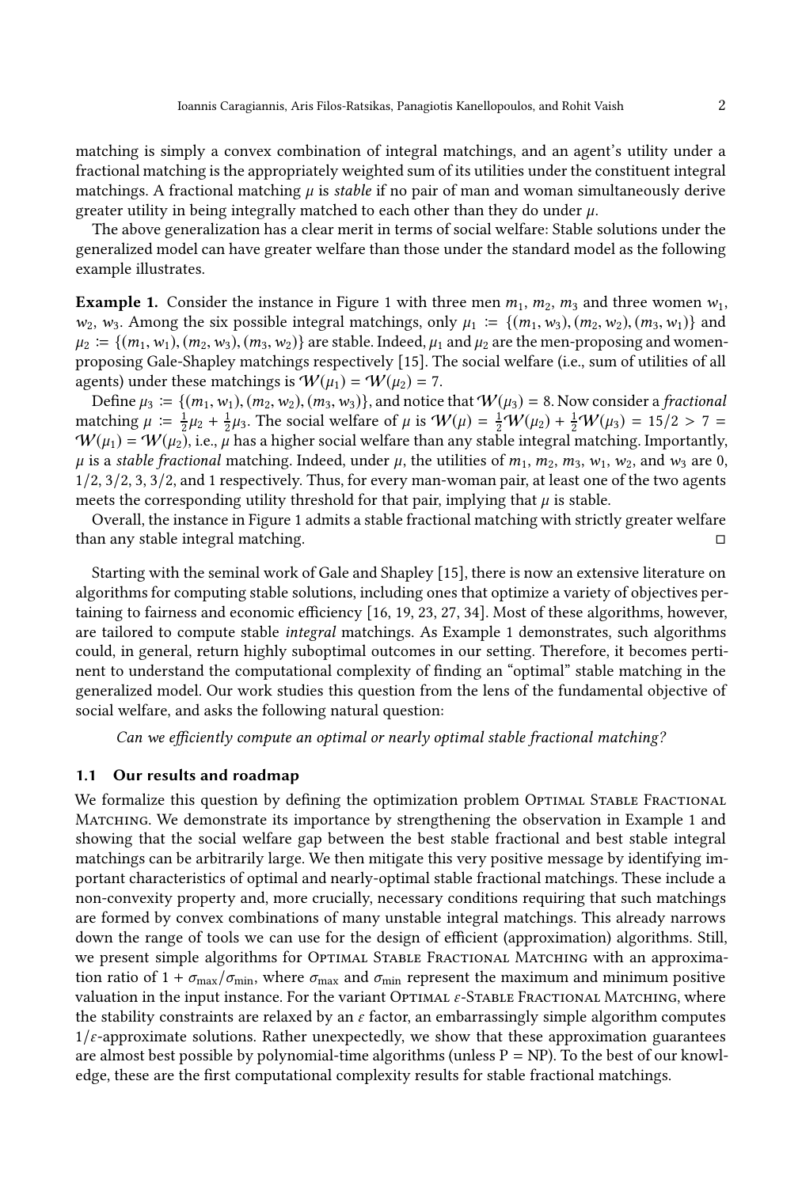matching is simply a convex combination of integral matchings, and an agent's utility under a fractional matching is the appropriately weighted sum of its utilities under the constituent integral matchings. A fractional matching $\mu$ is *stable* if no pair of man and woman simultaneously derive greater utility in being integrally matched to each other than they do under $\mu$.

The above generalization has a clear merit in terms of social welfare: Stable solutions under the generalized model can have greater welfare than those under the standard model as the following example illustrates.

**Example 1.** Consider the instance in Figure 1 with three men $m_1$, $m_2$, $m_3$ and three women $w_1$, $w_2$, $w_3$. Among the six possible integral matchings, only $\mu_1 := \{(m_1, w_3), (m_2, w_2), (m_3, w_1)\}$ and $\mu_2 := \{(m_1, w_1), (m_2, w_3), (m_3, w_2)\}$ are stable. Indeed, $\mu_1$ and $\mu_2$ are the men-proposing and women-proposing Gale-Shapley matchings respectively [15]. The social welfare (i.e., sum of utilities of all agents) under these matchings is $\mathcal{W}(\mu_1) = \mathcal{W}(\mu_2) = 7$.

Define $\mu_3 := \{(m_1, w_1), (m_2, w_2), (m_3, w_3)\}$, and notice that $\mathcal{W}(\mu_3) = 8$. Now consider a *fractional* matching $\mu := \frac{1}{2}\mu_2 + \frac{1}{2}\mu_3$. The social welfare of $\mu$ is $\mathcal{W}(\mu) = \frac{1}{2}\mathcal{W}(\mu_2) + \frac{1}{2}\mathcal{W}(\mu_3) = 15/2 > 7 = \mathcal{W}(\mu_1) = \mathcal{W}(\mu_2)$, i.e., $\mu$ has a higher social welfare than any stable integral matching. Importantly, $\mu$ is a *stable fractional* matching. Indeed, under $\mu$, the utilities of $m_1$, $m_2$, $m_3$, $w_1$, $w_2$, and $w_3$ are 0, 1/2, 3/2, 3, 3/2, and 1 respectively. Thus, for every man-woman pair, at least one of the two agents meets the corresponding utility threshold for that pair, implying that $\mu$ is stable.

Overall, the instance in Figure 1 admits a stable fractional matching with strictly greater welfare than any stable integral matching. ◻

Starting with the seminal work of Gale and Shapley [15], there is now an extensive literature on algorithms for computing stable solutions, including ones that optimize a variety of objectives pertaining to fairness and economic efficiency [16, 19, 23, 27, 34]. Most of these algorithms, however, are tailored to compute stable *integral* matchings. As Example 1 demonstrates, such algorithms could, in general, return highly suboptimal outcomes in our setting. Therefore, it becomes pertinent to understand the computational complexity of finding an "optimal" stable matching in the generalized model. Our work studies this question from the lens of the fundamental objective of social welfare, and asks the following natural question:

*Can we efficiently compute an optimal or nearly optimal stable fractional matching?*

## 1.1 Our results and roadmap

We formalize this question by defining the optimization problem Optimal Stable Fractional Matching. We demonstrate its importance by strengthening the observation in Example 1 and showing that the social welfare gap between the best stable fractional and best stable integral matchings can be arbitrarily large. We then mitigate this very positive message by identifying important characteristics of optimal and nearly-optimal stable fractional matchings. These include a non-convexity property and, more crucially, necessary conditions requiring that such matchings are formed by convex combinations of many unstable integral matchings. This already narrows down the range of tools we can use for the design of efficient (approximation) algorithms. Still, we present simple algorithms for Optimal Stable Fractional Matching with an approximation ratio of $1 + \sigma_{\max}/\sigma_{\min}$, where $\sigma_{\max}$ and $\sigma_{\min}$ represent the maximum and minimum positive valuation in the input instance. For the variant Optimal $\varepsilon$-Stable Fractional Matching, where the stability constraints are relaxed by an $\varepsilon$ factor, an embarrassingly simple algorithm computes $1/\varepsilon$-approximate solutions. Rather unexpectedly, we show that these approximation guarantees are almost best possible by polynomial-time algorithms (unless P = NP). To the best of our knowledge, these are the first computational complexity results for stable fractional matchings.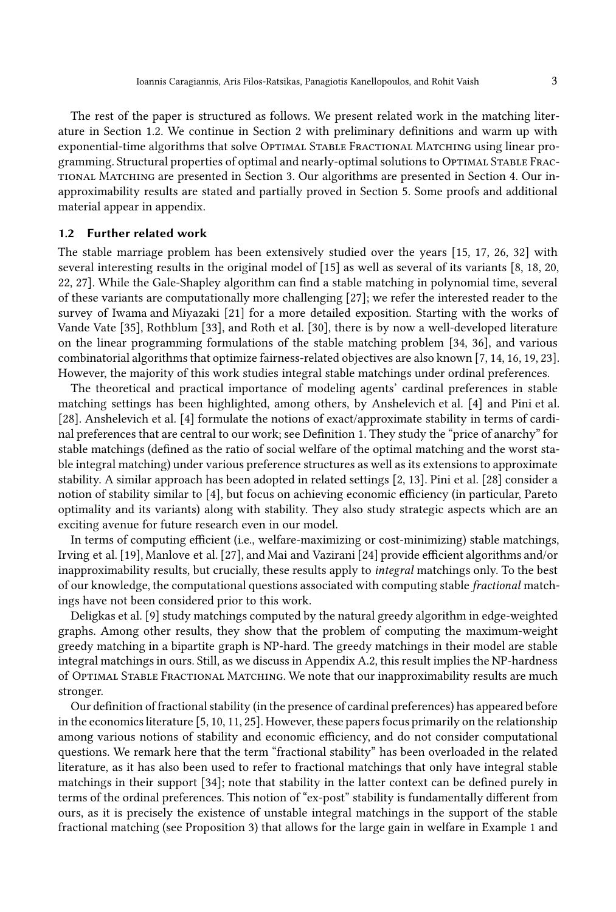The rest of the paper is structured as follows. We present related work in the matching literature in Section 1.2. We continue in Section 2 with preliminary definitions and warm up with exponential-time algorithms that solve Optimal Stable Fractional Matching using linear programming. Structural properties of optimal and nearly-optimal solutions to Optimal Stable Fractional Matching are presented in Section 3. Our algorithms are presented in Section 4. Our inapproximability results are stated and partially proved in Section 5. Some proofs and additional material appear in appendix.

### 1.2 Further related work

The stable marriage problem has been extensively studied over the years [15, 17, 26, 32] with several interesting results in the original model of [15] as well as several of its variants [8, 18, 20, 22, 27]. While the Gale-Shapley algorithm can find a stable matching in polynomial time, several of these variants are computationally more challenging [27]; we refer the interested reader to the survey of Iwama and Miyazaki [21] for a more detailed exposition. Starting with the works of Vande Vate [35], Rothblum [33], and Roth et al. [30], there is by now a well-developed literature on the linear programming formulations of the stable matching problem [34, 36], and various combinatorial algorithms that optimize fairness-related objectives are also known [7, 14, 16, 19, 23]. However, the majority of this work studies integral stable matchings under ordinal preferences.

The theoretical and practical importance of modeling agents' cardinal preferences in stable matching settings has been highlighted, among others, by Anshelevich et al. [4] and Pini et al. [28]. Anshelevich et al. [4] formulate the notions of exact/approximate stability in terms of cardinal preferences that are central to our work; see Definition 1. They study the "price of anarchy" for stable matchings (defined as the ratio of social welfare of the optimal matching and the worst stable integral matching) under various preference structures as well as its extensions to approximate stability. A similar approach has been adopted in related settings [2, 13]. Pini et al. [28] consider a notion of stability similar to [4], but focus on achieving economic efficiency (in particular, Pareto optimality and its variants) along with stability. They also study strategic aspects which are an exciting avenue for future research even in our model.

In terms of computing efficient (i.e., welfare-maximizing or cost-minimizing) stable matchings, Irving et al. [19], Manlove et al. [27], and Mai and Vazirani [24] provide efficient algorithms and/or inapproximability results, but crucially, these results apply to *integral* matchings only. To the best of our knowledge, the computational questions associated with computing stable *fractional* matchings have not been considered prior to this work.

Deligkas et al. [9] study matchings computed by the natural greedy algorithm in edge-weighted graphs. Among other results, they show that the problem of computing the maximum-weight greedy matching in a bipartite graph is NP-hard. The greedy matchings in their model are stable integral matchings in ours. Still, as we discuss in Appendix A.2, this result implies the NP-hardness of Optimal Stable Fractional Matching. We note that our inapproximability results are much stronger.

Our definition of fractional stability (in the presence of cardinal preferences) has appeared before in the economics literature [5, 10, 11, 25]. However, these papers focus primarily on the relationship among various notions of stability and economic efficiency, and do not consider computational questions. We remark here that the term "fractional stability" has been overloaded in the related literature, as it has also been used to refer to fractional matchings that only have integral stable matchings in their support [34]; note that stability in the latter context can be defined purely in terms of the ordinal preferences. This notion of "ex-post" stability is fundamentally different from ours, as it is precisely the existence of unstable integral matchings in the support of the stable fractional matching (see Proposition 3) that allows for the large gain in welfare in Example 1 and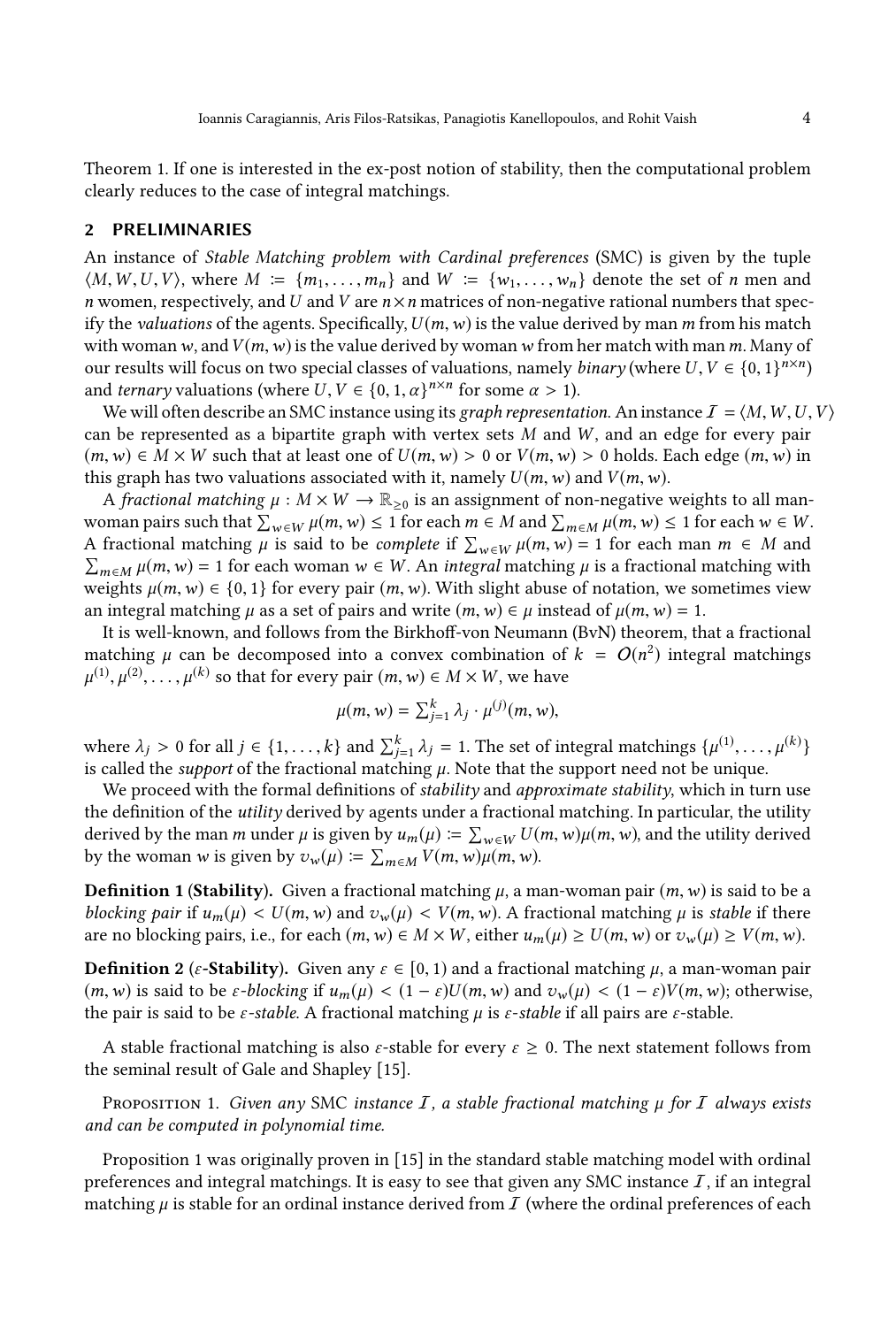Theorem 1. If one is interested in the ex-post notion of stability, then the computational problem clearly reduces to the case of integral matchings.

## 2 PRELIMINARIES

An instance of *Stable Matching problem with Cardinal preferences* (SMC) is given by the tuple $\langle M, W, U, V \rangle$, where $M := \{m_1, \ldots, m_n\}$ and $W := \{w_1, \ldots, w_n\}$ denote the set of $n$ men and $n$ women, respectively, and $U$ and $V$ are $n \times n$ matrices of non-negative rational numbers that specify the *valuations* of the agents. Specifically, $U(m, w)$ is the value derived by man $m$ from his match with woman $w$, and $V(m, w)$ is the value derived by woman $w$ from her match with man $m$. Many of our results will focus on two special classes of valuations, namely *binary* (where $U, V \in \{0, 1\}^{n \times n}$) and *ternary* valuations (where $U, V \in \{0, 1, \alpha\}^{n \times n}$ for some $\alpha > 1$).

We will often describe an SMC instance using its *graph representation*. An instance $\mathcal{I} = \langle M, W, U, V \rangle$ can be represented as a bipartite graph with vertex sets $M$ and $W$, and an edge for every pair $(m, w) \in M \times W$ such that at least one of $U(m, w) > 0$ or $V(m, w) > 0$ holds. Each edge $(m, w)$ in this graph has two valuations associated with it, namely $U(m, w)$ and $V(m, w)$.

A *fractional matching* $\mu : M \times W \to \mathbb{R}_{\geq 0}$ is an assignment of non-negative weights to all man-woman pairs such that $\sum_{w \in W} \mu(m, w) \leq 1$ for each $m \in M$ and $\sum_{m \in M} \mu(m, w) \leq 1$ for each $w \in W$. A fractional matching $\mu$ is said to be *complete* if $\sum_{w \in W} \mu(m, w) = 1$ for each man $m \in M$ and $\sum_{m \in M} \mu(m, w) = 1$ for each woman $w \in W$. An *integral* matching $\mu$ is a fractional matching with weights $\mu(m, w) \in \{0, 1\}$ for every pair $(m, w)$. With slight abuse of notation, we sometimes view an integral matching $\mu$ as a set of pairs and write $(m, w) \in \mu$ instead of $\mu(m, w) = 1$.

It is well-known, and follows from the Birkhoff-von Neumann (BvN) theorem, that a fractional matching $\mu$ can be decomposed into a convex combination of $k = O(n^2)$ integral matchings $\mu^{(1)}, \mu^{(2)}, \ldots, \mu^{(k)}$ so that for every pair $(m, w) \in M \times W$, we have

$$\mu(m, w) = \textstyle\sum_{j=1}^{k} \lambda_j \cdot \mu^{(j)}(m, w),$$

where $\lambda_j > 0$ for all $j \in \{1, \ldots, k\}$ and $\sum_{j=1}^{k} \lambda_j = 1$. The set of integral matchings $\{\mu^{(1)}, \ldots, \mu^{(k)}\}$ is called the *support* of the fractional matching $\mu$. Note that the support need not be unique.

We proceed with the formal definitions of *stability* and *approximate stability*, which in turn use the definition of the *utility* derived by agents under a fractional matching. In particular, the utility derived by the man $m$ under $\mu$ is given by $u_m(\mu) := \sum_{w \in W} U(m, w)\mu(m, w)$, and the utility derived by the woman $w$ is given by $v_w(\mu) := \sum_{m \in M} V(m, w)\mu(m, w)$.

**Definition 1 (Stability).** Given a fractional matching $\mu$, a man-woman pair $(m, w)$ is said to be a *blocking pair* if $u_m(\mu) < U(m, w)$ and $v_w(\mu) < V(m, w)$. A fractional matching $\mu$ is *stable* if there are no blocking pairs, i.e., for each $(m, w) \in M \times W$, either $u_m(\mu) \geq U(m, w)$ or $v_w(\mu) \geq V(m, w)$.

**Definition 2 ($\varepsilon$-Stability).** Given any $\varepsilon \in [0, 1)$ and a fractional matching $\mu$, a man-woman pair $(m, w)$ is said to be *$\varepsilon$-blocking* if $u_m(\mu) < (1 - \varepsilon)U(m, w)$ and $v_w(\mu) < (1 - \varepsilon)V(m, w)$; otherwise, the pair is said to be *$\varepsilon$-stable*. A fractional matching $\mu$ is *$\varepsilon$-stable* if all pairs are $\varepsilon$-stable.

A stable fractional matching is also $\varepsilon$-stable for every $\varepsilon \geq 0$. The next statement follows from the seminal result of Gale and Shapley [15].

Proposition 1. *Given any* SMC *instance* $\mathcal{I}$*, a stable fractional matching* $\mu$ *for* $\mathcal{I}$ *always exists and can be computed in polynomial time.*

Proposition 1 was originally proven in [15] in the standard stable matching model with ordinal preferences and integral matchings. It is easy to see that given any SMC instance $\mathcal{I}$, if an integral matching $\mu$ is stable for an ordinal instance derived from $\mathcal{I}$ (where the ordinal preferences of each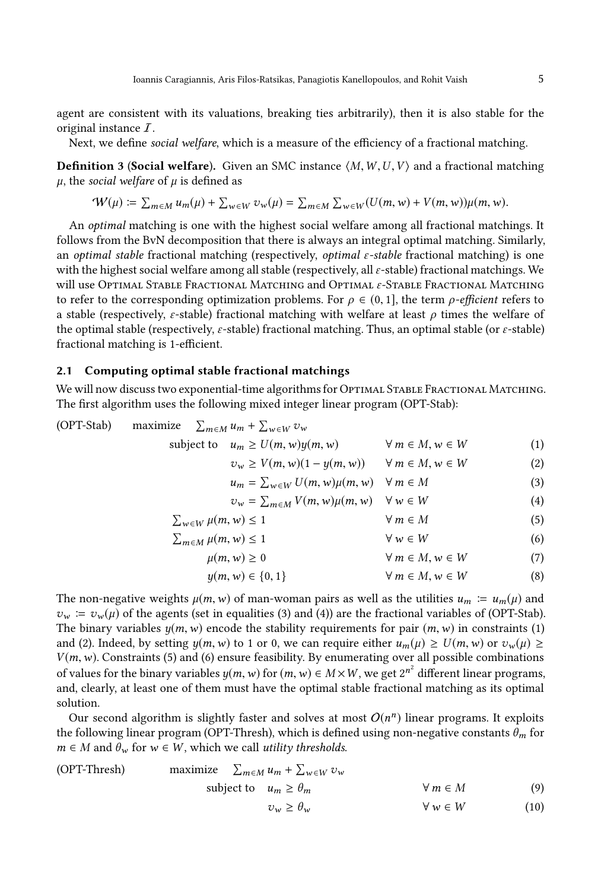agent are consistent with its valuations, breaking ties arbitrarily), then it is also stable for the original instance $\mathcal{I}$.

Next, we define *social welfare*, which is a measure of the efficiency of a fractional matching.

**Definition 3 (Social welfare).** Given an SMC instance $\langle M, W, U, V\rangle$ and a fractional matching $\mu$, the *social welfare* of $\mu$ is defined as

$$\mathcal{W}(\mu) := \sum_{m\in M} u_m(\mu) + \sum_{w\in W} v_w(\mu) = \sum_{m\in M}\sum_{w\in W}(U(m,w)+V(m,w))\mu(m,w).$$

An *optimal* matching is one with the highest social welfare among all fractional matchings. It follows from the BvN decomposition that there is always an integral optimal matching. Similarly, an *optimal stable* fractional matching (respectively, *optimal $\varepsilon$-stable* fractional matching) is one with the highest social welfare among all stable (respectively, all $\varepsilon$-stable) fractional matchings. We will use Optimal Stable Fractional Matching and Optimal $\varepsilon$-Stable Fractional Matching to refer to the corresponding optimization problems. For $\rho \in (0, 1]$, the term *$\rho$-efficient* refers to a stable (respectively, $\varepsilon$-stable) fractional matching with welfare at least $\rho$ times the welfare of the optimal stable (respectively, $\varepsilon$-stable) fractional matching. Thus, an optimal stable (or $\varepsilon$-stable) fractional matching is 1-efficient.

### 2.1 Computing optimal stable fractional matchings

We will now discuss two exponential-time algorithms for Optimal Stable Fractional Matching. The first algorithm uses the following mixed integer linear program (OPT-Stab):

$$
\begin{array}{llll}
\text{(OPT-Stab)} & \text{maximize} & \sum_{m\in M} u_m + \sum_{w\in W} v_w & \\
& \text{subject to} & u_m \geq U(m,w)y(m,w) \quad \forall\, m\in M, w\in W & (1)\\
& & v_w \geq V(m,w)(1-y(m,w)) \quad \forall\, m\in M, w\in W & (2)\\
& & u_m = \sum_{w\in W} U(m,w)\mu(m,w) \quad \forall\, m\in M & (3)\\
& & v_w = \sum_{m\in M} V(m,w)\mu(m,w) \quad \forall\, w\in W & (4)\\
& & \sum_{w\in W}\mu(m,w) \leq 1 \quad \forall\, m\in M & (5)\\
& & \sum_{m\in M}\mu(m,w) \leq 1 \quad \forall\, w\in W & (6)\\
& & \mu(m,w) \geq 0 \quad \forall\, m\in M, w\in W & (7)\\
& & y(m,w) \in \{0,1\} \quad \forall\, m\in M, w\in W & (8)
\end{array}
$$

The non-negative weights $\mu(m, w)$ of man-woman pairs as well as the utilities $u_m := u_m(\mu)$ and $v_w := v_w(\mu)$ of the agents (set in equalities (3) and (4)) are the fractional variables of (OPT-Stab). The binary variables $y(m, w)$ encode the stability requirements for pair $(m, w)$ in constraints (1) and (2). Indeed, by setting $y(m, w)$ to 1 or 0, we can require either $u_m(\mu) \geq U(m, w)$ or $v_w(\mu) \geq V(m, w)$. Constraints (5) and (6) ensure feasibility. By enumerating over all possible combinations of values for the binary variables $y(m, w)$ for $(m, w) \in M \times W$, we get $2^{n^2}$ different linear programs, and, clearly, at least one of them must have the optimal stable fractional matching as its optimal solution.

Our second algorithm is slightly faster and solves at most $O(n^n)$ linear programs. It exploits the following linear program (OPT-Thresh), which is defined using non-negative constants $\theta_m$ for $m \in M$ and $\theta_w$ for $w \in W$, which we call *utility thresholds*.

$$
\begin{array}{llll}
\text{(OPT-Thresh)} & \text{maximize} & \sum_{m\in M} u_m + \sum_{w\in W} v_w & \\
& \text{subject to} & u_m \geq \theta_m \quad \forall\, m\in M & (9)\\
& & v_w \geq \theta_w \quad \forall\, w\in W & (10)
\end{array}
$$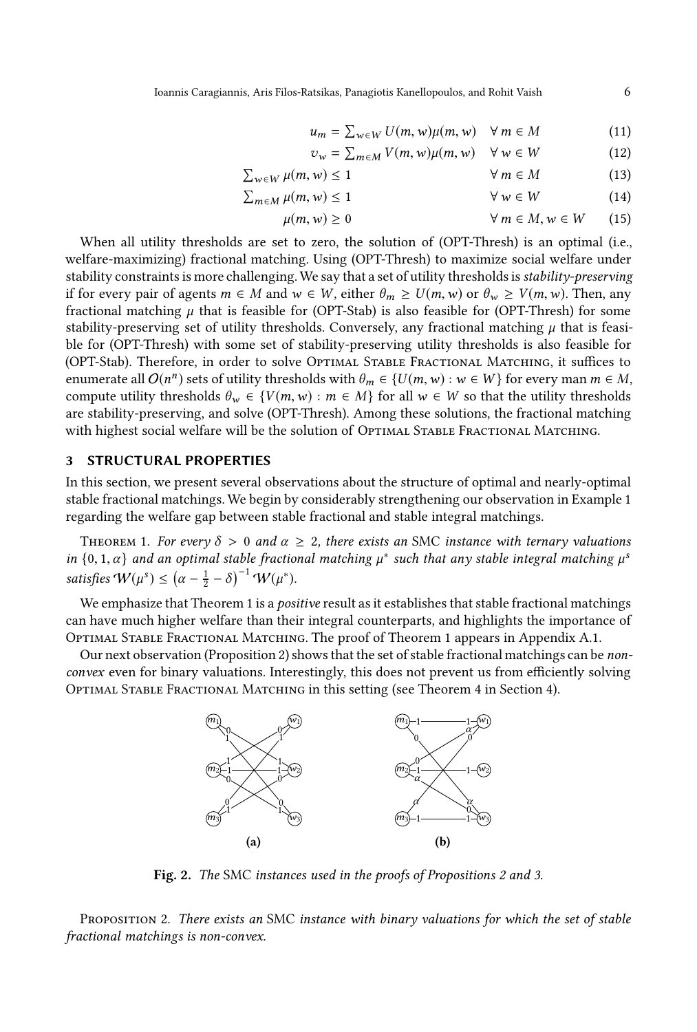$$u_m = \sum_{w \in W} U(m, w)\mu(m, w) \quad \forall\, m \in M \tag{11}$$

$$v_w = \sum_{m \in M} V(m, w)\mu(m, w) \quad \forall\, w \in W \tag{12}$$

$$\sum_{w \in W} \mu(m, w) \leq 1 \quad \forall\, m \in M \tag{13}$$

$$\sum_{m \in M} \mu(m, w) \leq 1 \quad \forall\, w \in W \tag{14}$$

$$\mu(m, w) \geq 0 \quad \forall\, m \in M, w \in W \tag{15}$$

When all utility thresholds are set to zero, the solution of (OPT-Thresh) is an optimal (i.e., welfare-maximizing) fractional matching. Using (OPT-Thresh) to maximize social welfare under stability constraints is more challenging. We say that a set of utility thresholds is *stability-preserving* if for every pair of agents $m \in M$ and $w \in W$, either $\theta_m \geq U(m, w)$ or $\theta_w \geq V(m, w)$. Then, any fractional matching $\mu$ that is feasible for (OPT-Stab) is also feasible for (OPT-Thresh) for some stability-preserving set of utility thresholds. Conversely, any fractional matching $\mu$ that is feasible for (OPT-Thresh) with some set of stability-preserving utility thresholds is also feasible for (OPT-Stab). Therefore, in order to solve Optimal Stable Fractional Matching, it suffices to enumerate all $O(n^n)$ sets of utility thresholds with $\theta_m \in \{U(m, w) : w \in W\}$ for every man $m \in M$, compute utility thresholds $\theta_w \in \{V(m, w) : m \in M\}$ for all $w \in W$ so that the utility thresholds are stability-preserving, and solve (OPT-Thresh). Among these solutions, the fractional matching with highest social welfare will be the solution of Optimal Stable Fractional Matching.

## 3 STRUCTURAL PROPERTIES

In this section, we present several observations about the structure of optimal and nearly-optimal stable fractional matchings. We begin by considerably strengthening our observation in Example 1 regarding the welfare gap between stable fractional and stable integral matchings.

Theorem 1. *For every $\delta > 0$ and $\alpha \geq 2$, there exists an* SMC *instance with ternary valuations in $\{0, 1, \alpha\}$ and an optimal stable fractional matching $\mu^*$ such that any stable integral matching $\mu^s$ satisfies $\mathcal{W}(\mu^s) \leq \left(\alpha - \frac{1}{2} - \delta\right)^{-1} \mathcal{W}(\mu^*)$.*

We emphasize that Theorem 1 is a *positive* result as it establishes that stable fractional matchings can have much higher welfare than their integral counterparts, and highlights the importance of Optimal Stable Fractional Matching. The proof of Theorem 1 appears in Appendix A.1.

Our next observation (Proposition 2) shows that the set of stable fractional matchings can be *non-convex* even for binary valuations. Interestingly, this does not prevent us from efficiently solving Optimal Stable Fractional Matching in this setting (see Theorem 4 in Section 4).

**(a)** **(b)**

**Fig. 2.** *The* SMC *instances used in the proofs of Propositions 2 and 3.*

Proposition 2. *There exists an* SMC *instance with binary valuations for which the set of stable fractional matchings is non-convex.*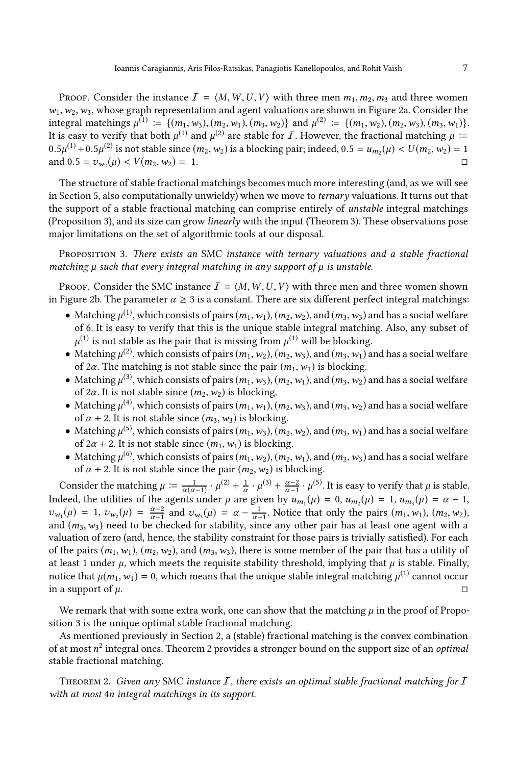Proof. Consider the instance $\mathcal{I} = \langle M, W, U, V \rangle$ with three men $m_1, m_2, m_3$ and three women $w_1, w_2, w_3$, whose graph representation and agent valuations are shown in Figure 2a. Consider the integral matchings $\mu^{(1)} := \{(m_1, w_3), (m_2, w_1), (m_3, w_2)\}$ and $\mu^{(2)} := \{(m_1, w_2), (m_2, w_3), (m_3, w_1)\}$. It is easy to verify that both $\mu^{(1)}$ and $\mu^{(2)}$ are stable for $\mathcal{I}$. However, the fractional matching $\mu := 0.5\mu^{(1)} + 0.5\mu^{(2)}$ is not stable since $(m_2, w_2)$ is a blocking pair; indeed, $0.5 = u_{m_2}(\mu) < U(m_2, w_2) = 1$ and $0.5 = v_{w_2}(\mu) < V(m_2, w_2) = 1$. ◻

The structure of stable fractional matchings becomes much more interesting (and, as we will see in Section 5, also computationally unwieldy) when we move to *ternary* valuations. It turns out that the support of a stable fractional matching can comprise entirely of *unstable* integral matchings (Proposition 3), and its size can grow *linearly* with the input (Theorem 3). These observations pose major limitations on the set of algorithmic tools at our disposal.

Proposition 3. *There exists an* SMC *instance with ternary valuations and a stable fractional matching $\mu$ such that every integral matching in any support of $\mu$ is unstable.*

Proof. Consider the SMC instance $\mathcal{I} = \langle M, W, U, V \rangle$ with three men and three women shown in Figure 2b. The parameter $\alpha \geq 3$ is a constant. There are six different perfect integral matchings:

- Matching $\mu^{(1)}$, which consists of pairs $(m_1, w_1)$, $(m_2, w_2)$, and $(m_3, w_3)$ and has a social welfare of 6. It is easy to verify that this is the unique stable integral matching. Also, any subset of $\mu^{(1)}$ is not stable as the pair that is missing from $\mu^{(1)}$ will be blocking.
- Matching $\mu^{(2)}$, which consists of pairs $(m_1, w_2)$, $(m_2, w_3)$, and $(m_3, w_1)$ and has a social welfare of $2\alpha$. The matching is not stable since the pair $(m_1, w_1)$ is blocking.
- Matching $\mu^{(3)}$, which consists of pairs $(m_1, w_3)$, $(m_2, w_1)$, and $(m_3, w_2)$ and has a social welfare of $2\alpha$. It is not stable since $(m_2, w_2)$ is blocking.
- Matching $\mu^{(4)}$, which consists of pairs $(m_1, w_1)$, $(m_2, w_3)$, and $(m_3, w_2)$ and has a social welfare of $\alpha + 2$. It is not stable since $(m_3, w_3)$ is blocking.
- Matching $\mu^{(5)}$, which consists of pairs $(m_1, w_3)$, $(m_2, w_2)$, and $(m_3, w_1)$ and has a social welfare of $2\alpha + 2$. It is not stable since $(m_1, w_1)$ is blocking.
- Matching $\mu^{(6)}$, which consists of pairs $(m_1, w_2)$, $(m_2, w_1)$, and $(m_3, w_3)$ and has a social welfare of $\alpha + 2$. It is not stable since the pair $(m_2, w_2)$ is blocking.

Consider the matching $\mu := \frac{1}{\alpha(\alpha-1)} \cdot \mu^{(2)} + \frac{1}{\alpha} \cdot \mu^{(3)} + \frac{\alpha-2}{\alpha-1} \cdot \mu^{(5)}$. It is easy to verify that $\mu$ is stable. Indeed, the utilities of the agents under $\mu$ are given by $u_{m_1}(\mu) = 0$, $u_{m_2}(\mu) = 1$, $u_{m_3}(\mu) = \alpha - 1$, $v_{w_1}(\mu) = 1$, $v_{w_2}(\mu) = \frac{\alpha-2}{\alpha-1}$ and $v_{w_3}(\mu) = \alpha - \frac{1}{\alpha-1}$. Notice that only the pairs $(m_1, w_1)$, $(m_2, w_2)$, and $(m_3, w_3)$ need to be checked for stability, since any other pair has at least one agent with a valuation of zero (and, hence, the stability constraint for those pairs is trivially satisfied). For each of the pairs $(m_1, w_1)$, $(m_2, w_2)$, and $(m_3, w_3)$, there is some member of the pair that has a utility of at least 1 under $\mu$, which meets the requisite stability threshold, implying that $\mu$ is stable. Finally, notice that $\mu(m_1, w_1) = 0$, which means that the unique stable integral matching $\mu^{(1)}$ cannot occur in a support of $\mu$. ◻

We remark that with some extra work, one can show that the matching $\mu$ in the proof of Proposition 3 is the unique optimal stable fractional matching.

As mentioned previously in Section 2, a (stable) fractional matching is the convex combination of at most $n^2$ integral ones. Theorem 2 provides a stronger bound on the support size of an *optimal* stable fractional matching.

Theorem 2. *Given any* SMC *instance $\mathcal{I}$, there exists an optimal stable fractional matching for $\mathcal{I}$ with at most $4n$ integral matchings in its support.*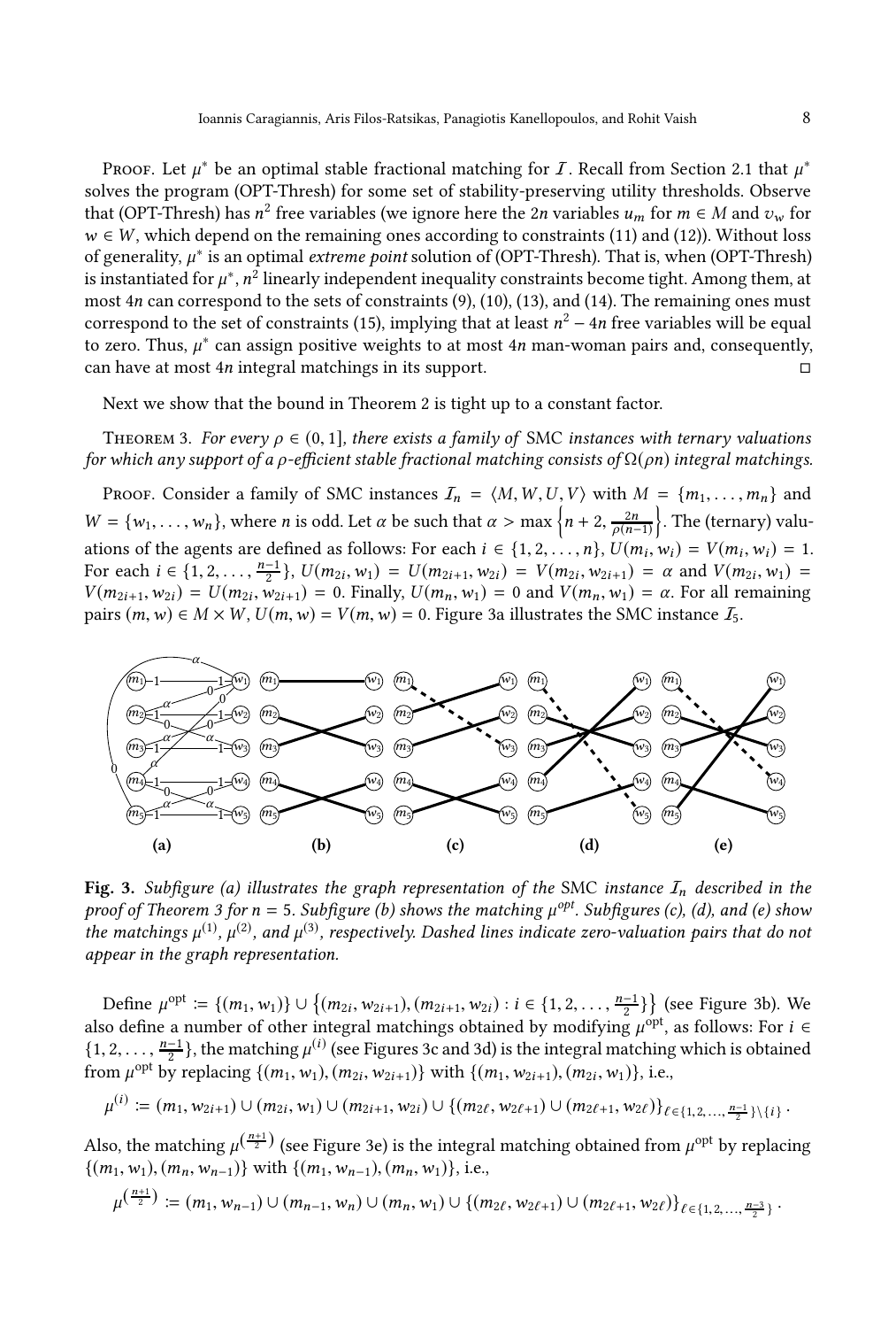Proof. Let $\mu^*$ be an optimal stable fractional matching for $\mathcal{I}$. Recall from Section 2.1 that $\mu^*$ solves the program (OPT-Thresh) for some set of stability-preserving utility thresholds. Observe that (OPT-Thresh) has $n^2$ free variables (we ignore here the $2n$ variables $u_m$ for $m \in M$ and $v_w$ for $w \in W$, which depend on the remaining ones according to constraints (11) and (12)). Without loss of generality, $\mu^*$ is an optimal *extreme point* solution of (OPT-Thresh). That is, when (OPT-Thresh) is instantiated for $\mu^*$, $n^2$ linearly independent inequality constraints become tight. Among them, at most $4n$ can correspond to the sets of constraints (9), (10), (13), and (14). The remaining ones must correspond to the set of constraints (15), implying that at least $n^2 - 4n$ free variables will be equal to zero. Thus, $\mu^*$ can assign positive weights to at most $4n$ man-woman pairs and, consequently, can have at most $4n$ integral matchings in its support. □

Next we show that the bound in Theorem 2 is tight up to a constant factor.

Theorem 3. *For every $\rho \in (0, 1]$, there exists a family of* SMC *instances with ternary valuations for which any support of a $\rho$-efficient stable fractional matching consists of $\Omega(\rho n)$ integral matchings.*

Proof. Consider a family of SMC instances $\mathcal{I}_n = \langle M, W, U, V \rangle$ with $M = \{m_1, \ldots, m_n\}$ and $W = \{w_1, \ldots, w_n\}$, where $n$ is odd. Let $\alpha$ be such that $\alpha > \max\left\{n + 2, \frac{2n}{\rho(n-1)}\right\}$. The (ternary) valuations of the agents are defined as follows: For each $i \in \{1, 2, \ldots, n\}$, $U(m_i, w_i) = V(m_i, w_i) = 1$. For each $i \in \{1, 2, \ldots, \frac{n-1}{2}\}$, $U(m_{2i}, w_1) = U(m_{2i+1}, w_{2i}) = V(m_{2i}, w_{2i+1}) = \alpha$ and $V(m_{2i}, w_1) = V(m_{2i+1}, w_{2i}) = U(m_{2i}, w_{2i+1}) = 0$. Finally, $U(m_n, w_1) = 0$ and $V(m_n, w_1) = \alpha$. For all remaining pairs $(m, w) \in M \times W$, $U(m, w) = V(m, w) = 0$. Figure 3a illustrates the SMC instance $\mathcal{I}_5$.

**Fig. 3.** *Subfigure (a) illustrates the graph representation of the* SMC *instance $\mathcal{I}_n$ described in the proof of Theorem 3 for n = 5. Subfigure (b) shows the matching $\mu^{opt}$. Subfigures (c), (d), and (e) show the matchings $\mu^{(1)}$, $\mu^{(2)}$, and $\mu^{(3)}$, respectively. Dashed lines indicate zero-valuation pairs that do not appear in the graph representation.*

Define $\mu^{\text{opt}} := \{(m_1, w_1)\} \cup \left\{(m_{2i}, w_{2i+1}), (m_{2i+1}, w_{2i}) : i \in \{1, 2, \ldots, \frac{n-1}{2}\}\right\}$ (see Figure 3b). We also define a number of other integral matchings obtained by modifying $\mu^{\text{opt}}$, as follows: For $i \in \{1, 2, \ldots, \frac{n-1}{2}\}$, the matching $\mu^{(i)}$ (see Figures 3c and 3d) is the integral matching which is obtained from $\mu^{\text{opt}}$ by replacing $\{(m_1, w_1), (m_{2i}, w_{2i+1})\}$ with $\{(m_1, w_{2i+1}), (m_{2i}, w_1)\}$, i.e.,

$$\mu^{(i)} := (m_1, w_{2i+1}) \cup (m_{2i}, w_1) \cup (m_{2i+1}, w_{2i}) \cup \{(m_{2\ell}, w_{2\ell+1}) \cup (m_{2\ell+1}, w_{2\ell})\}_{\ell \in \{1,2,\ldots,\frac{n-1}{2}\} \setminus \{i\}}.$$

Also, the matching $\mu^{\left(\frac{n+1}{2}\right)}$ (see Figure 3e) is the integral matching obtained from $\mu^{\text{opt}}$ by replacing $\{(m_1, w_1), (m_n, w_{n-1})\}$ with $\{(m_1, w_{n-1}), (m_n, w_1)\}$, i.e.,

$$\mu^{\left(\frac{n+1}{2}\right)} := (m_1, w_{n-1}) \cup (m_{n-1}, w_n) \cup (m_n, w_1) \cup \{(m_{2\ell}, w_{2\ell+1}) \cup (m_{2\ell+1}, w_{2\ell})\}_{\ell \in \{1,2,\ldots,\frac{n-3}{2}\}}.$$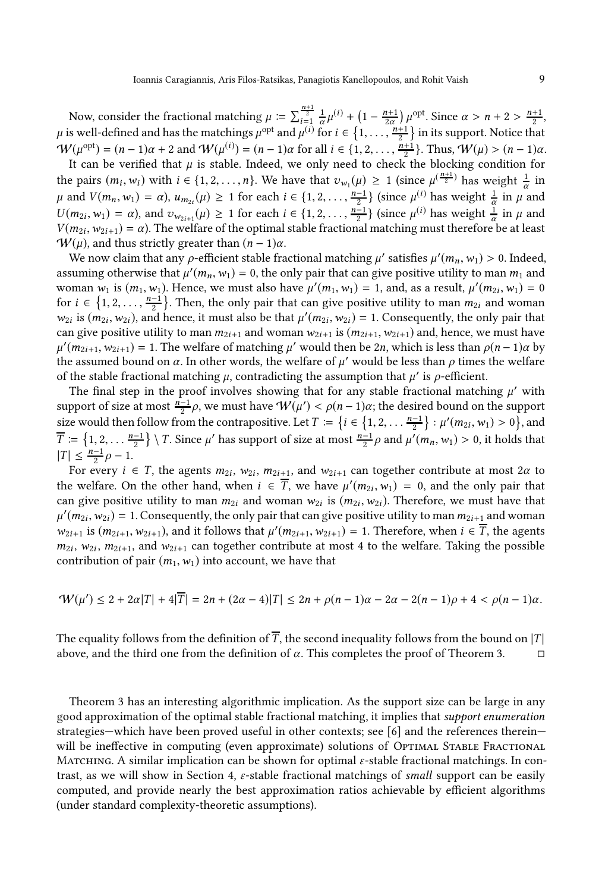Now, consider the fractional matching $\mu := \sum_{i=1}^{\frac{n+1}{2}} \frac{1}{\alpha}\mu^{(i)} + \left(1 - \frac{n+1}{2\alpha}\right)\mu^{\text{opt}}$. Since $\alpha > n+2 > \frac{n+1}{2}$, $\mu$ is well-defined and has the matchings $\mu^{\text{opt}}$ and $\mu^{(i)}$ for $i \in \left\{1, \ldots, \frac{n+1}{2}\right\}$ in its support. Notice that $\mathcal{W}(\mu^{\text{opt}}) = (n-1)\alpha + 2$ and $\mathcal{W}(\mu^{(i)}) = (n-1)\alpha$ for all $i \in \{1, 2, \ldots, \frac{n+1}{2}\}$. Thus, $\mathcal{W}(\mu) > (n-1)\alpha$.

It can be verified that $\mu$ is stable. Indeed, we only need to check the blocking condition for the pairs $(m_i, w_i)$ with $i \in \{1, 2, \ldots, n\}$. We have that $v_{w_1}(\mu) \geq 1$ (since $\mu^{(\frac{n+1}{2})}$ has weight $\frac{1}{\alpha}$ in $\mu$ and $V(m_n, w_1) = \alpha$), $u_{m_{2i}}(\mu) \geq 1$ for each $i \in \{1, 2, \ldots, \frac{n-1}{2}\}$ (since $\mu^{(i)}$ has weight $\frac{1}{\alpha}$ in $\mu$ and $U(m_{2i}, w_1) = \alpha$), and $v_{w_{2i+1}}(\mu) \geq 1$ for each $i \in \{1, 2, \ldots, \frac{n-1}{2}\}$ (since $\mu^{(i)}$ has weight $\frac{1}{\alpha}$ in $\mu$ and $V(m_{2i}, w_{2i+1}) = \alpha$). The welfare of the optimal stable fractional matching must therefore be at least $\mathcal{W}(\mu)$, and thus strictly greater than $(n-1)\alpha$.

We now claim that any $\rho$-efficient stable fractional matching $\mu'$ satisfies $\mu'(m_n, w_1) > 0$. Indeed, assuming otherwise that $\mu'(m_n, w_1) = 0$, the only pair that can give positive utility to man $m_1$ and woman $w_1$ is $(m_1, w_1)$. Hence, we must also have $\mu'(m_1, w_1) = 1$, and, as a result, $\mu'(m_{2i}, w_1) = 0$ for $i \in \left\{1, 2, \ldots, \frac{n-1}{2}\right\}$. Then, the only pair that can give positive utility to man $m_{2i}$ and woman $w_{2i}$ is $(m_{2i}, w_{2i})$, and hence, it must also be that $\mu'(m_{2i}, w_{2i}) = 1$. Consequently, the only pair that can give positive utility to man $m_{2i+1}$ and woman $w_{2i+1}$ is $(m_{2i+1}, w_{2i+1})$ and, hence, we must have $\mu'(m_{2i+1}, w_{2i+1}) = 1$. The welfare of matching $\mu'$ would then be $2n$, which is less than $\rho(n-1)\alpha$ by the assumed bound on $\alpha$. In other words, the welfare of $\mu'$ would be less than $\rho$ times the welfare of the stable fractional matching $\mu$, contradicting the assumption that $\mu'$ is $\rho$-efficient.

The final step in the proof involves showing that for any stable fractional matching $\mu'$ with support of size at most $\frac{n-1}{2}\rho$, we must have $\mathcal{W}(\mu') < \rho(n-1)\alpha$; the desired bound on the support size would then follow from the contrapositive. Let $T := \left\{i \in \left\{1, 2, \ldots \frac{n-1}{2}\right\} : \mu'(m_{2i}, w_1) > 0\right\}$, and $\overline{T} := \left\{1, 2, \ldots \frac{n-1}{2}\right\} \setminus T$. Since $\mu'$ has support of size at most $\frac{n-1}{2}\rho$ and $\mu'(m_n, w_1) > 0$, it holds that $|T| \leq \frac{n-1}{2}\rho - 1$.

For every $i \in T$, the agents $m_{2i}$, $w_{2i}$, $m_{2i+1}$, and $w_{2i+1}$ can together contribute at most $2\alpha$ to the welfare. On the other hand, when $i \in \overline{T}$, we have $\mu'(m_{2i}, w_1) = 0$, and the only pair that can give positive utility to man $m_{2i}$ and woman $w_{2i}$ is $(m_{2i}, w_{2i})$. Therefore, we must have that $\mu'(m_{2i}, w_{2i}) = 1$. Consequently, the only pair that can give positive utility to man $m_{2i+1}$ and woman $w_{2i+1}$ is $(m_{2i+1}, w_{2i+1})$, and it follows that $\mu'(m_{2i+1}, w_{2i+1}) = 1$. Therefore, when $i \in \overline{T}$, the agents $m_{2i}$, $w_{2i}$, $m_{2i+1}$, and $w_{2i+1}$ can together contribute at most 4 to the welfare. Taking the possible contribution of pair $(m_1, w_1)$ into account, we have that

$$\mathcal{W}(\mu') \leq 2 + 2\alpha|T| + 4|\overline{T}| = 2n + (2\alpha - 4)|T| \leq 2n + \rho(n-1)\alpha - 2\alpha - 2(n-1)\rho + 4 < \rho(n-1)\alpha.$$

The equality follows from the definition of $\overline{T}$, the second inequality follows from the bound on $|T|$ above, and the third one from the definition of $\alpha$. This completes the proof of Theorem 3. □

Theorem 3 has an interesting algorithmic implication. As the support size can be large in any good approximation of the optimal stable fractional matching, it implies that *support enumeration* strategies—which have been proved useful in other contexts; see [6] and the references therein—will be ineffective in computing (even approximate) solutions of Optimal Stable Fractional Matching. A similar implication can be shown for optimal $\varepsilon$-stable fractional matchings. In contrast, as we will show in Section 4, $\varepsilon$-stable fractional matchings of *small* support can be easily computed, and provide nearly the best approximation ratios achievable by efficient algorithms (under standard complexity-theoretic assumptions).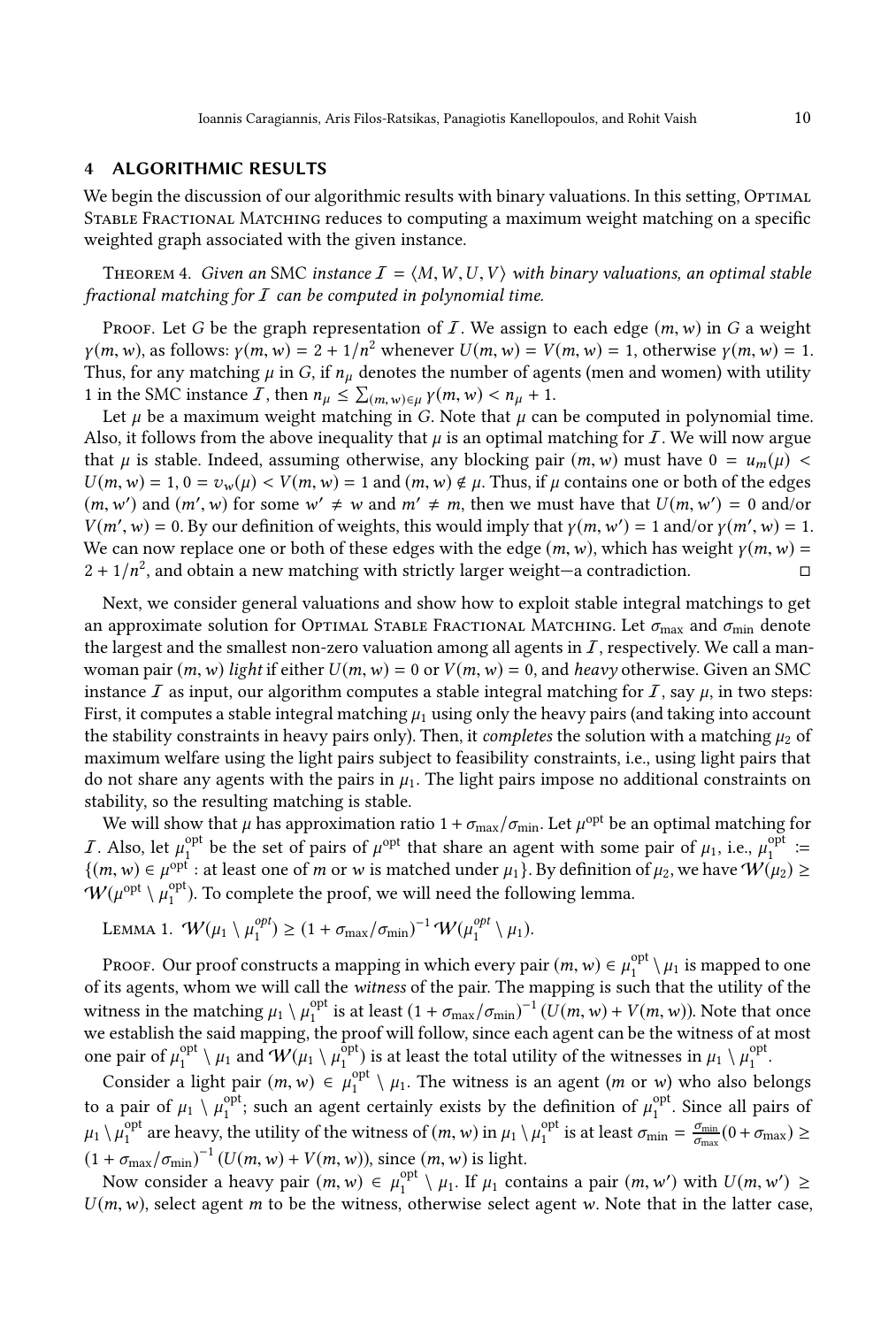## 4 ALGORITHMIC RESULTS

We begin the discussion of our algorithmic results with binary valuations. In this setting, Optimal Stable Fractional Matching reduces to computing a maximum weight matching on a specific weighted graph associated with the given instance.

Theorem 4. *Given an* SMC *instance* $\mathcal{I} = \langle M, W, U, V\rangle$ *with binary valuations, an optimal stable fractional matching for* $\mathcal{I}$ *can be computed in polynomial time.*

Proof. Let $G$ be the graph representation of $\mathcal{I}$. We assign to each edge $(m, w)$ in $G$ a weight $\gamma(m, w)$, as follows: $\gamma(m, w) = 2 + 1/n^2$ whenever $U(m, w) = V(m, w) = 1$, otherwise $\gamma(m, w) = 1$. Thus, for any matching $\mu$ in $G$, if $n_\mu$ denotes the number of agents (men and women) with utility 1 in the SMC instance $\mathcal{I}$, then $n_\mu \leq \sum_{(m,w)\in\mu} \gamma(m, w) < n_\mu + 1$.

Let $\mu$ be a maximum weight matching in $G$. Note that $\mu$ can be computed in polynomial time. Also, it follows from the above inequality that $\mu$ is an optimal matching for $\mathcal{I}$. We will now argue that $\mu$ is stable. Indeed, assuming otherwise, any blocking pair $(m, w)$ must have $0 = u_m(\mu) < U(m, w) = 1$, $0 = v_w(\mu) < V(m, w) = 1$ and $(m, w) \notin \mu$. Thus, if $\mu$ contains one or both of the edges $(m, w')$ and $(m', w)$ for some $w' \neq w$ and $m' \neq m$, then we must have that $U(m, w') = 0$ and/or $V(m', w) = 0$. By our definition of weights, this would imply that $\gamma(m, w') = 1$ and/or $\gamma(m', w) = 1$. We can now replace one or both of these edges with the edge $(m, w)$, which has weight $\gamma(m, w) = 2 + 1/n^2$, and obtain a new matching with strictly larger weight—a contradiction. □

Next, we consider general valuations and show how to exploit stable integral matchings to get an approximate solution for Optimal Stable Fractional Matching. Let $\sigma_{\max}$ and $\sigma_{\min}$ denote the largest and the smallest non-zero valuation among all agents in $\mathcal{I}$, respectively. We call a man-woman pair $(m, w)$ *light* if either $U(m, w) = 0$ or $V(m, w) = 0$, and *heavy* otherwise. Given an SMC instance $\mathcal{I}$ as input, our algorithm computes a stable integral matching for $\mathcal{I}$, say $\mu$, in two steps: First, it computes a stable integral matching $\mu_1$ using only the heavy pairs (and taking into account the stability constraints in heavy pairs only). Then, it *completes* the solution with a matching $\mu_2$ of maximum welfare using the light pairs subject to feasibility constraints, i.e., using light pairs that do not share any agents with the pairs in $\mu_1$. The light pairs impose no additional constraints on stability, so the resulting matching is stable.

We will show that $\mu$ has approximation ratio $1 + \sigma_{\max}/\sigma_{\min}$. Let $\mu^{\text{opt}}$ be an optimal matching for $\mathcal{I}$. Also, let $\mu_1^{\text{opt}}$ be the set of pairs of $\mu^{\text{opt}}$ that share an agent with some pair of $\mu_1$, i.e., $\mu_1^{\text{opt}} := \{(m, w) \in \mu^{\text{opt}} : \text{at least one of } m \text{ or } w \text{ is matched under } \mu_1\}$. By definition of $\mu_2$, we have $\mathcal{W}(\mu_2) \geq \mathcal{W}(\mu^{\text{opt}} \setminus \mu_1^{\text{opt}})$. To complete the proof, we will need the following lemma.

Lemma 1. $\mathcal{W}(\mu_1 \setminus \mu_1^{opt}) \geq (1 + \sigma_{\max}/\sigma_{\min})^{-1}\, \mathcal{W}(\mu_1^{opt} \setminus \mu_1)$.

Proof. Our proof constructs a mapping in which every pair $(m, w) \in \mu_1^{\text{opt}} \setminus \mu_1$ is mapped to one of its agents, whom we will call the *witness* of the pair. The mapping is such that the utility of the witness in the matching $\mu_1 \setminus \mu_1^{\text{opt}}$ is at least $(1 + \sigma_{\max}/\sigma_{\min})^{-1}(U(m, w) + V(m, w))$. Note that once we establish the said mapping, the proof will follow, since each agent can be the witness of at most one pair of $\mu_1^{\text{opt}} \setminus \mu_1$ and $\mathcal{W}(\mu_1 \setminus \mu_1^{\text{opt}})$ is at least the total utility of the witnesses in $\mu_1 \setminus \mu_1^{\text{opt}}$.

Consider a light pair $(m, w) \in \mu_1^{\text{opt}} \setminus \mu_1$. The witness is an agent ($m$ or $w$) who also belongs to a pair of $\mu_1 \setminus \mu_1^{\text{opt}}$; such an agent certainly exists by the definition of $\mu_1^{\text{opt}}$. Since all pairs of $\mu_1 \setminus \mu_1^{\text{opt}}$ are heavy, the utility of the witness of $(m, w)$ in $\mu_1 \setminus \mu_1^{\text{opt}}$ is at least $\sigma_{\min} = \frac{\sigma_{\min}}{\sigma_{\max}}(0 + \sigma_{\max}) \geq (1 + \sigma_{\max}/\sigma_{\min})^{-1}(U(m, w) + V(m, w))$, since $(m, w)$ is light.

Now consider a heavy pair $(m, w) \in \mu_1^{\text{opt}} \setminus \mu_1$. If $\mu_1$ contains a pair $(m, w')$ with $U(m, w') \geq U(m, w)$, select agent $m$ to be the witness, otherwise select agent $w$. Note that in the latter case,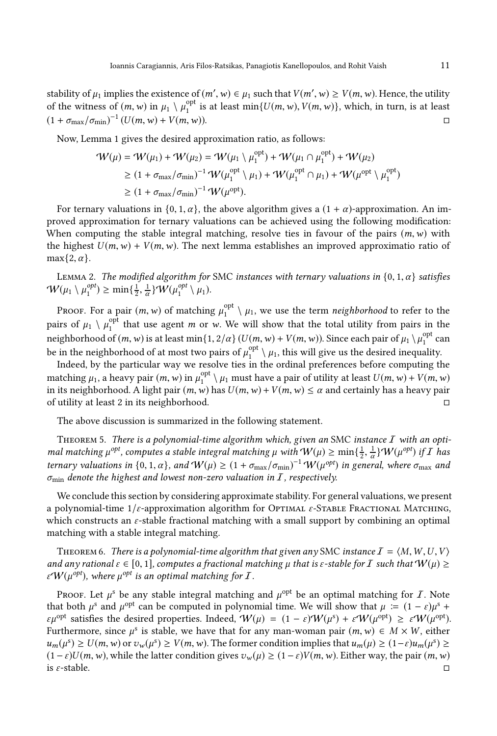stability of $\mu_1$ implies the existence of $(m', w) \in \mu_1$ such that $V(m', w) \geq V(m, w)$. Hence, the utility of the witness of $(m, w)$ in $\mu_1 \setminus \mu_1^{\text{opt}}$ is at least $\min\{U(m, w), V(m, w)\}$, which, in turn, is at least $(1 + \sigma_{\max}/\sigma_{\min})^{-1} (U(m, w) + V(m, w))$. ◻

Now, Lemma 1 gives the desired approximation ratio, as follows:

$$
\begin{aligned}
\mathcal{W}(\mu) = \mathcal{W}(\mu_1) + \mathcal{W}(\mu_2) &= \mathcal{W}(\mu_1 \setminus \mu_1^{\text{opt}}) + \mathcal{W}(\mu_1 \cap \mu_1^{\text{opt}}) + \mathcal{W}(\mu_2) \\
&\geq (1 + \sigma_{\max}/\sigma_{\min})^{-1} \mathcal{W}(\mu_1^{\text{opt}} \setminus \mu_1) + \mathcal{W}(\mu_1^{\text{opt}} \cap \mu_1) + \mathcal{W}(\mu^{\text{opt}} \setminus \mu_1^{\text{opt}}) \\
&\geq (1 + \sigma_{\max}/\sigma_{\min})^{-1} \mathcal{W}(\mu^{\text{opt}}).
\end{aligned}
$$

For ternary valuations in $\{0, 1, \alpha\}$, the above algorithm gives a $(1 + \alpha)$-approximation. An improved approximation for ternary valuations can be achieved using the following modification: When computing the stable integral matching, resolve ties in favour of the pairs $(m, w)$ with the highest $U(m, w) + V(m, w)$. The next lemma establishes an improved approximatio ratio of $\max\{2, \alpha\}$.

Lemma 2. *The modified algorithm for* SMC *instances with ternary valuations in* $\{0, 1, \alpha\}$ *satisfies* $\mathcal{W}(\mu_1 \setminus \mu_1^{opt}) \geq \min\{\frac{1}{2}, \frac{1}{\alpha}\}\mathcal{W}(\mu_1^{opt} \setminus \mu_1)$.

Proof. For a pair $(m, w)$ of matching $\mu_1^{\text{opt}} \setminus \mu_1$, we use the term *neighborhood* to refer to the pairs of $\mu_1 \setminus \mu_1^{\text{opt}}$ that use agent $m$ or $w$. We will show that the total utility from pairs in the neighborhood of $(m, w)$ is at least $\min\{1, 2/\alpha\} (U(m, w) + V(m, w))$. Since each pair of $\mu_1 \setminus \mu_1^{\text{opt}}$ can be in the neighborhood of at most two pairs of $\mu_1^{\text{opt}} \setminus \mu_1$, this will give us the desired inequality.

Indeed, by the particular way we resolve ties in the ordinal preferences before computing the matching $\mu_1$, a heavy pair $(m, w)$ in $\mu_1^{\text{opt}} \setminus \mu_1$ must have a pair of utility at least $U(m, w) + V(m, w)$ in its neighborhood. A light pair $(m, w)$ has $U(m, w) + V(m, w) \leq \alpha$ and certainly has a heavy pair of utility at least 2 in its neighborhood. ◻

The above discussion is summarized in the following statement.

Theorem 5. *There is a polynomial-time algorithm which, given an* SMC *instance* $\mathcal{I}$ *with an optimal matching* $\mu^{opt}$*, computes a stable integral matching* $\mu$ *with* $\mathcal{W}(\mu) \geq \min\{\frac{1}{2}, \frac{1}{\alpha}\}\mathcal{W}(\mu^{opt})$ *if* $\mathcal{I}$ *has ternary valuations in* $\{0, 1, \alpha\}$*, and* $\mathcal{W}(\mu) \geq (1 + \sigma_{\max}/\sigma_{\min})^{-1} \mathcal{W}(\mu^{opt})$ *in general, where* $\sigma_{\max}$ *and* $\sigma_{\min}$ *denote the highest and lowest non-zero valuation in* $\mathcal{I}$*, respectively.*

We conclude this section by considering approximate stability. For general valuations, we present a polynomial-time $1/\varepsilon$-approximation algorithm for Optimal $\varepsilon$-Stable Fractional Matching, which constructs an $\varepsilon$-stable fractional matching with a small support by combining an optimal matching with a stable integral matching.

Theorem 6. *There is a polynomial-time algorithm that given any* SMC *instance* $\mathcal{I} = \langle M, W, U, V\rangle$ *and any rational* $\varepsilon \in [0, 1]$*, computes a fractional matching* $\mu$ *that is* $\varepsilon$*-stable for* $\mathcal{I}$ *such that* $\mathcal{W}(\mu) \geq \varepsilon\mathcal{W}(\mu^{opt})$*, where* $\mu^{opt}$ *is an optimal matching for* $\mathcal{I}$*.*

Proof. Let $\mu^{\text{s}}$ be any stable integral matching and $\mu^{\text{opt}}$ be an optimal matching for $\mathcal{I}$. Note that both $\mu^{\text{s}}$ and $\mu^{\text{opt}}$ can be computed in polynomial time. We will show that $\mu := (1 - \varepsilon)\mu^{\text{s}} + \varepsilon\mu^{\text{opt}}$ satisfies the desired properties. Indeed, $\mathcal{W}(\mu) = (1 - \varepsilon)\mathcal{W}(\mu^{\text{s}}) + \varepsilon\mathcal{W}(\mu^{\text{opt}}) \geq \varepsilon\mathcal{W}(\mu^{\text{opt}})$. Furthermore, since $\mu^{\text{s}}$ is stable, we have that for any man-woman pair $(m, w) \in M \times W$, either $u_m(\mu^{\text{s}}) \geq U(m, w)$ or $v_w(\mu^{\text{s}}) \geq V(m, w)$. The former condition implies that $u_m(\mu) \geq (1 - \varepsilon)u_m(\mu^{\text{s}}) \geq (1 - \varepsilon)U(m, w)$, while the latter condition gives $v_w(\mu) \geq (1 - \varepsilon)V(m, w)$. Either way, the pair $(m, w)$ is $\varepsilon$-stable. ◻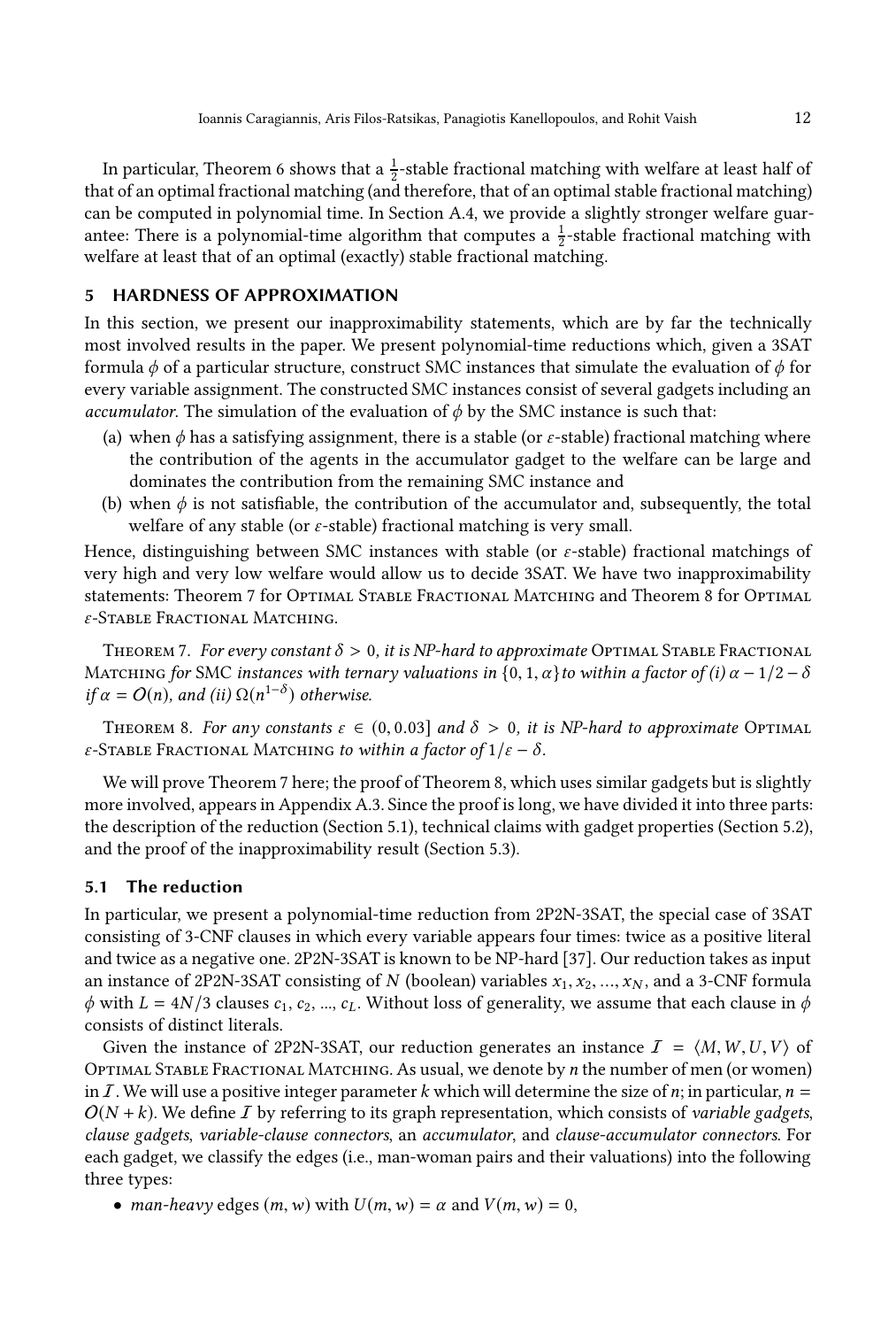In particular, Theorem 6 shows that a $\frac{1}{2}$-stable fractional matching with welfare at least half of that of an optimal fractional matching (and therefore, that of an optimal stable fractional matching) can be computed in polynomial time. In Section A.4, we provide a slightly stronger welfare guarantee: There is a polynomial-time algorithm that computes a $\frac{1}{2}$-stable fractional matching with welfare at least that of an optimal (exactly) stable fractional matching.

## 5 HARDNESS OF APPROXIMATION

In this section, we present our inapproximability statements, which are by far the technically most involved results in the paper. We present polynomial-time reductions which, given a 3SAT formula $\phi$ of a particular structure, construct SMC instances that simulate the evaluation of $\phi$ for every variable assignment. The constructed SMC instances consist of several gadgets including an *accumulator*. The simulation of the evaluation of $\phi$ by the SMC instance is such that:

(a) when $\phi$ has a satisfying assignment, there is a stable (or $\varepsilon$-stable) fractional matching where the contribution of the agents in the accumulator gadget to the welfare can be large and dominates the contribution from the remaining SMC instance and

(b) when $\phi$ is not satisfiable, the contribution of the accumulator and, subsequently, the total welfare of any stable (or $\varepsilon$-stable) fractional matching is very small.

Hence, distinguishing between SMC instances with stable (or $\varepsilon$-stable) fractional matchings of very high and very low welfare would allow us to decide 3SAT. We have two inapproximability statements: Theorem 7 for Optimal Stable Fractional Matching and Theorem 8 for Optimal $\varepsilon$-Stable Fractional Matching.

Theorem 7. *For every constant $\delta > 0$, it is NP-hard to approximate* Optimal Stable Fractional Matching *for SMC instances with ternary valuations in $\{0, 1, \alpha\}$ to within a factor of (i) $\alpha - 1/2 - \delta$ if $\alpha = O(n)$, and (ii) $\Omega(n^{1-\delta})$ otherwise.*

Theorem 8. *For any constants $\varepsilon \in (0, 0.03]$ and $\delta > 0$, it is NP-hard to approximate* Optimal $\varepsilon$-Stable Fractional Matching *to within a factor of $1/\varepsilon - \delta$.*

We will prove Theorem 7 here; the proof of Theorem 8, which uses similar gadgets but is slightly more involved, appears in Appendix A.3. Since the proof is long, we have divided it into three parts: the description of the reduction (Section 5.1), technical claims with gadget properties (Section 5.2), and the proof of the inapproximability result (Section 5.3).

### 5.1 The reduction

In particular, we present a polynomial-time reduction from 2P2N-3SAT, the special case of 3SAT consisting of 3-CNF clauses in which every variable appears four times: twice as a positive literal and twice as a negative one. 2P2N-3SAT is known to be NP-hard [37]. Our reduction takes as input an instance of 2P2N-3SAT consisting of $N$ (boolean) variables $x_1, x_2, ..., x_N$, and a 3-CNF formula $\phi$ with $L = 4N/3$ clauses $c_1, c_2, ..., c_L$. Without loss of generality, we assume that each clause in $\phi$ consists of distinct literals.

Given the instance of 2P2N-3SAT, our reduction generates an instance $\mathcal{I} = \langle M, W, U, V \rangle$ of Optimal Stable Fractional Matching. As usual, we denote by $n$ the number of men (or women) in $\mathcal{I}$. We will use a positive integer parameter $k$ which will determine the size of $n$; in particular, $n = O(N + k)$. We define $\mathcal{I}$ by referring to its graph representation, which consists of *variable gadgets*, *clause gadgets*, *variable-clause connectors*, an *accumulator*, and *clause-accumulator connectors*. For each gadget, we classify the edges (i.e., man-woman pairs and their valuations) into the following three types:

- *man-heavy* edges $(m, w)$ with $U(m, w) = \alpha$ and $V(m, w) = 0$,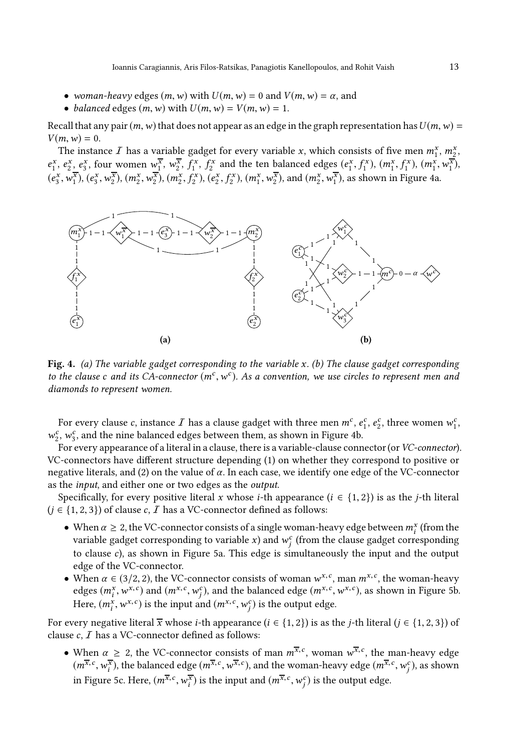- *woman-heavy* edges $(m, w)$ with $U(m, w) = 0$ and $V(m, w) = \alpha$, and
- *balanced* edges $(m, w)$ with $U(m, w) = V(m, w) = 1$.

Recall that any pair $(m, w)$ that does not appear as an edge in the graph representation has $U(m, w) = V(m, w) = 0$.

The instance $\mathcal{I}$ has a variable gadget for every variable $x$, which consists of five men $m_1^x$, $m_2^x$, $e_1^x$, $e_2^x$, $e_3^x$, four women $w_1^{\overline{x}}$, $w_2^{\overline{x}}$, $f_1^x$, $f_2^x$ and the ten balanced edges $(e_1^x, f_1^x)$, $(m_1^x, f_1^x)$, $(m_1^x, w_1^{\overline{x}})$, $(e_3^x, w_1^{\overline{x}})$, $(e_3^x, w_2^{\overline{x}})$, $(m_2^x, w_2^{\overline{x}})$, $(m_2^x, f_2^x)$, $(e_2^x, f_2^x)$, $(m_1^x, w_2^{\overline{x}})$, and $(m_2^x, w_1^{\overline{x}})$, as shown in Figure 4a.

**Fig. 4.** *(a) The variable gadget corresponding to the variable $x$. (b) The clause gadget corresponding to the clause $c$ and its CA-connector $(m^c, w^c)$. As a convention, we use circles to represent men and diamonds to represent women.*

For every clause $c$, instance $\mathcal{I}$ has a clause gadget with three men $m^c$, $e_1^c$, $e_2^c$, three women $w_1^c$, $w_2^c$, $w_3^c$, and the nine balanced edges between them, as shown in Figure 4b.

For every appearance of a literal in a clause, there is a variable-clause connector (or *VC-connector*). VC-connectors have different structure depending (1) on whether they correspond to positive or negative literals, and (2) on the value of $\alpha$. In each case, we identify one edge of the VC-connector as the *input*, and either one or two edges as the *output*.

Specifically, for every positive literal $x$ whose $i$-th appearance ($i \in \{1, 2\}$) is as the $j$-th literal ($j \in \{1, 2, 3\}$) of clause $c$, $\mathcal{I}$ has a VC-connector defined as follows:

- When $\alpha \geq 2$, the VC-connector consists of a single woman-heavy edge between $m_i^x$ (from the variable gadget corresponding to variable $x$) and $w_j^c$ (from the clause gadget corresponding to clause $c$), as shown in Figure 5a. This edge is simultaneously the input and the output edge of the VC-connector.
- When $\alpha \in (3/2, 2)$, the VC-connector consists of woman $w^{x,c}$, man $m^{x,c}$, the woman-heavy edges $(m_i^x, w^{x,c})$ and $(m^{x,c}, w_j^c)$, and the balanced edge $(m^{x,c}, w^{x,c})$, as shown in Figure 5b. Here, $(m_i^x, w^{x,c})$ is the input and $(m^{x,c}, w_j^c)$ is the output edge.

For every negative literal $\overline{x}$ whose $i$-th appearance ($i \in \{1, 2\}$) is as the $j$-th literal ($j \in \{1, 2, 3\}$) of clause $c$, $\mathcal{I}$ has a VC-connector defined as follows:

- When $\alpha \geq 2$, the VC-connector consists of man $m^{\overline{x},c}$, woman $w^{\overline{x},c}$, the man-heavy edge $(m^{\overline{x},c}, w_i^{\overline{x}})$, the balanced edge $(m^{\overline{x},c}, w^{\overline{x},c})$, and the woman-heavy edge $(m^{\overline{x},c}, w_j^c)$, as shown in Figure 5c. Here, $(m^{\overline{x},c}, w_i^{\overline{x}})$ is the input and $(m^{\overline{x},c}, w_j^c)$ is the output edge.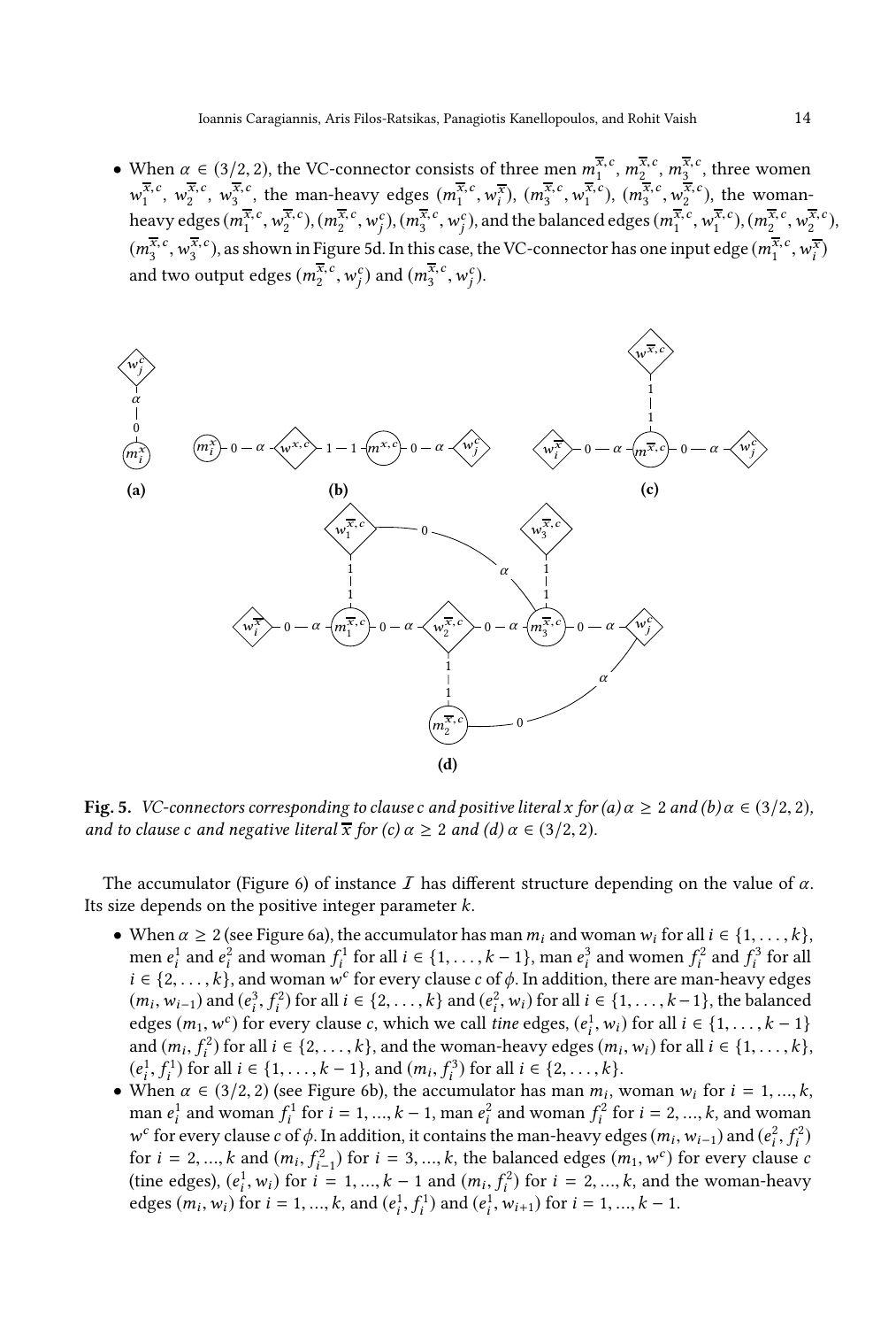- When $\alpha \in (3/2, 2)$, the VC-connector consists of three men $m_1^{\overline{x},c}$, $m_2^{\overline{x},c}$, $m_3^{\overline{x},c}$, three women $w_1^{\overline{x},c}$, $w_2^{\overline{x},c}$, $w_3^{\overline{x},c}$, the man-heavy edges $(m_1^{\overline{x},c}, w_i^{\overline{x}})$, $(m_3^{\overline{x},c}, w_1^{\overline{x},c})$, $(m_3^{\overline{x},c}, w_2^{\overline{x},c})$, the woman-heavy edges $(m_1^{\overline{x},c}, w_2^{\overline{x},c})$, $(m_2^{\overline{x},c}, w_j^c)$, $(m_3^{\overline{x},c}, w_j^c)$, and the balanced edges $(m_1^{\overline{x},c}, w_1^{\overline{x},c})$, $(m_2^{\overline{x},c}, w_2^{\overline{x},c})$, $(m_3^{\overline{x},c}, w_3^{\overline{x},c})$, as shown in Figure 5d. In this case, the VC-connector has one input edge $(m_1^{\overline{x},c}, w_i^{\overline{x}})$ and two output edges $(m_2^{\overline{x},c}, w_j^c)$ and $(m_3^{\overline{x},c}, w_j^c)$.

**Fig. 5.** *VC-connectors corresponding to clause c and positive literal x for (a) $\alpha \geq 2$ and (b) $\alpha \in (3/2, 2)$, and to clause c and negative literal $\overline{x}$ for (c) $\alpha \geq 2$ and (d) $\alpha \in (3/2, 2)$.*

The accumulator (Figure 6) of instance $\mathcal{I}$ has different structure depending on the value of $\alpha$. Its size depends on the positive integer parameter $k$.

- When $\alpha \geq 2$ (see Figure 6a), the accumulator has man $m_i$ and woman $w_i$ for all $i \in \{1, \ldots, k\}$, men $e_i^1$ and $e_i^2$ and woman $f_i^1$ for all $i \in \{1, \ldots, k-1\}$, man $e_i^3$ and women $f_i^2$ and $f_i^3$ for all $i \in \{2, \ldots, k\}$, and woman $w^c$ for every clause $c$ of $\phi$. In addition, there are man-heavy edges $(m_i, w_{i-1})$ and $(e_i^3, f_i^2)$ for all $i \in \{2, \ldots, k\}$ and $(e_i^2, w_i)$ for all $i \in \{1, \ldots, k-1\}$, the balanced edges $(m_1, w^c)$ for every clause $c$, which we call *tine* edges, $(e_i^1, w_i)$ for all $i \in \{1, \ldots, k-1\}$ and $(m_i, f_i^2)$ for all $i \in \{2, \ldots, k\}$, and the woman-heavy edges $(m_i, w_i)$ for all $i \in \{1, \ldots, k\}$, $(e_i^1, f_i^1)$ for all $i \in \{1, \ldots, k-1\}$, and $(m_i, f_i^3)$ for all $i \in \{2, \ldots, k\}$.
- When $\alpha \in (3/2, 2)$ (see Figure 6b), the accumulator has man $m_i$, woman $w_i$ for $i = 1, ..., k$, man $e_i^1$ and woman $f_i^1$ for $i = 1, ..., k-1$, man $e_i^2$ and woman $f_i^2$ for $i = 2, ..., k$, and woman $w^c$ for every clause $c$ of $\phi$. In addition, it contains the man-heavy edges $(m_i, w_{i-1})$ and $(e_i^2, f_i^2)$ for $i = 2, ..., k$ and $(m_i, f_{i-1}^2)$ for $i = 3, ..., k$, the balanced edges $(m_1, w^c)$ for every clause $c$ (tine edges), $(e_i^1, w_i)$ for $i = 1, ..., k-1$ and $(m_i, f_i^2)$ for $i = 2, ..., k$, and the woman-heavy edges $(m_i, w_i)$ for $i = 1, ..., k$, and $(e_i^1, f_i^1)$ and $(e_i^1, w_{i+1})$ for $i = 1, ..., k-1$.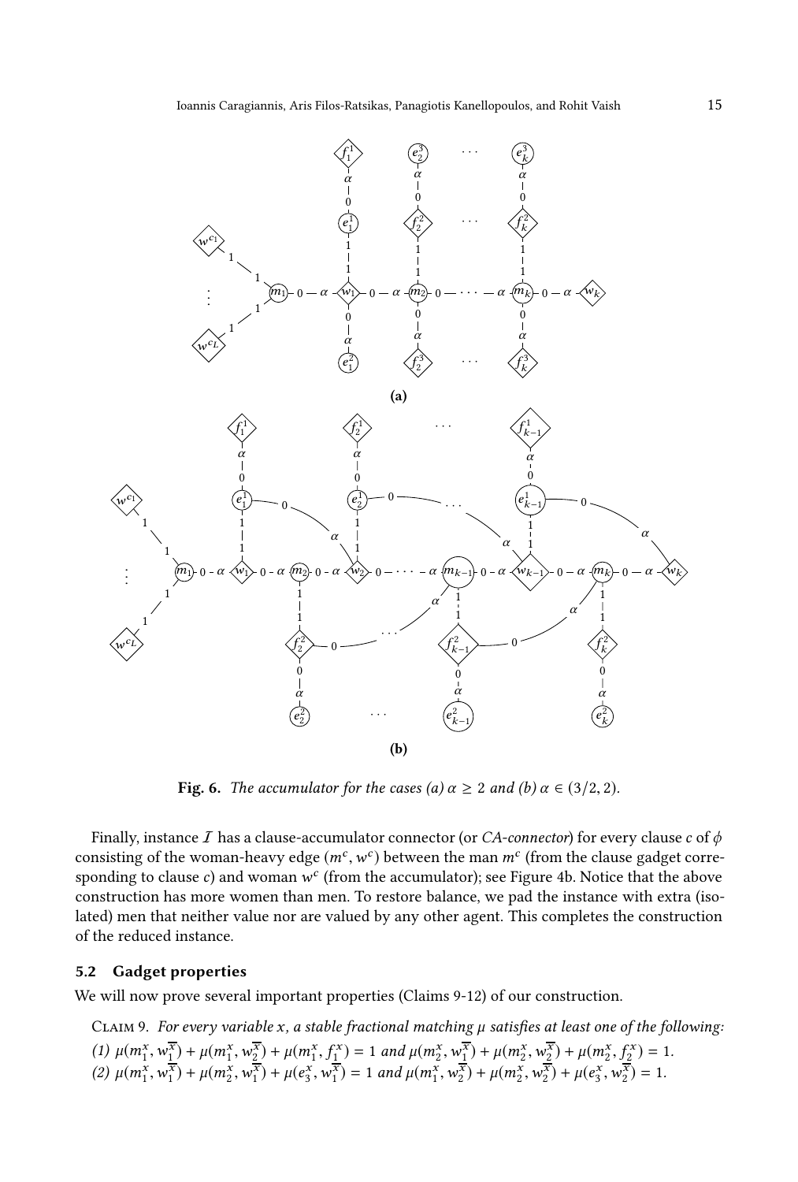**Fig. 6.** *The accumulator for the cases (a) $\alpha \geq 2$ and (b) $\alpha \in (3/2, 2)$.*

Finally, instance $\mathcal{I}$ has a clause-accumulator connector (or *CA-connector*) for every clause $c$ of $\phi$ consisting of the woman-heavy edge $(m^c, w^c)$ between the man $m^c$ (from the clause gadget corresponding to clause $c$) and woman $w^c$ (from the accumulator); see Figure 4b. Notice that the above construction has more women than men. To restore balance, we pad the instance with extra (isolated) men that neither value nor are valued by any other agent. This completes the construction of the reduced instance.

## 5.2 Gadget properties

We will now prove several important properties (Claims 9-12) of our construction.

Claim 9. *For every variable $x$, a stable fractional matching $\mu$ satisfies at least one of the following:*
*(1) $\mu(m_1^x, w_1^{\overline{x}}) + \mu(m_1^x, w_2^{\overline{x}}) + \mu(m_1^x, f_1^x) = 1$ and $\mu(m_2^x, w_1^{\overline{x}}) + \mu(m_2^x, w_2^{\overline{x}}) + \mu(m_2^x, f_2^x) = 1$.*
*(2) $\mu(m_1^x, w_1^{\overline{x}}) + \mu(m_2^x, w_1^{\overline{x}}) + \mu(e_3^x, w_1^{\overline{x}}) = 1$ and $\mu(m_1^x, w_2^{\overline{x}}) + \mu(m_2^x, w_2^{\overline{x}}) + \mu(e_3^x, w_2^{\overline{x}}) = 1$.*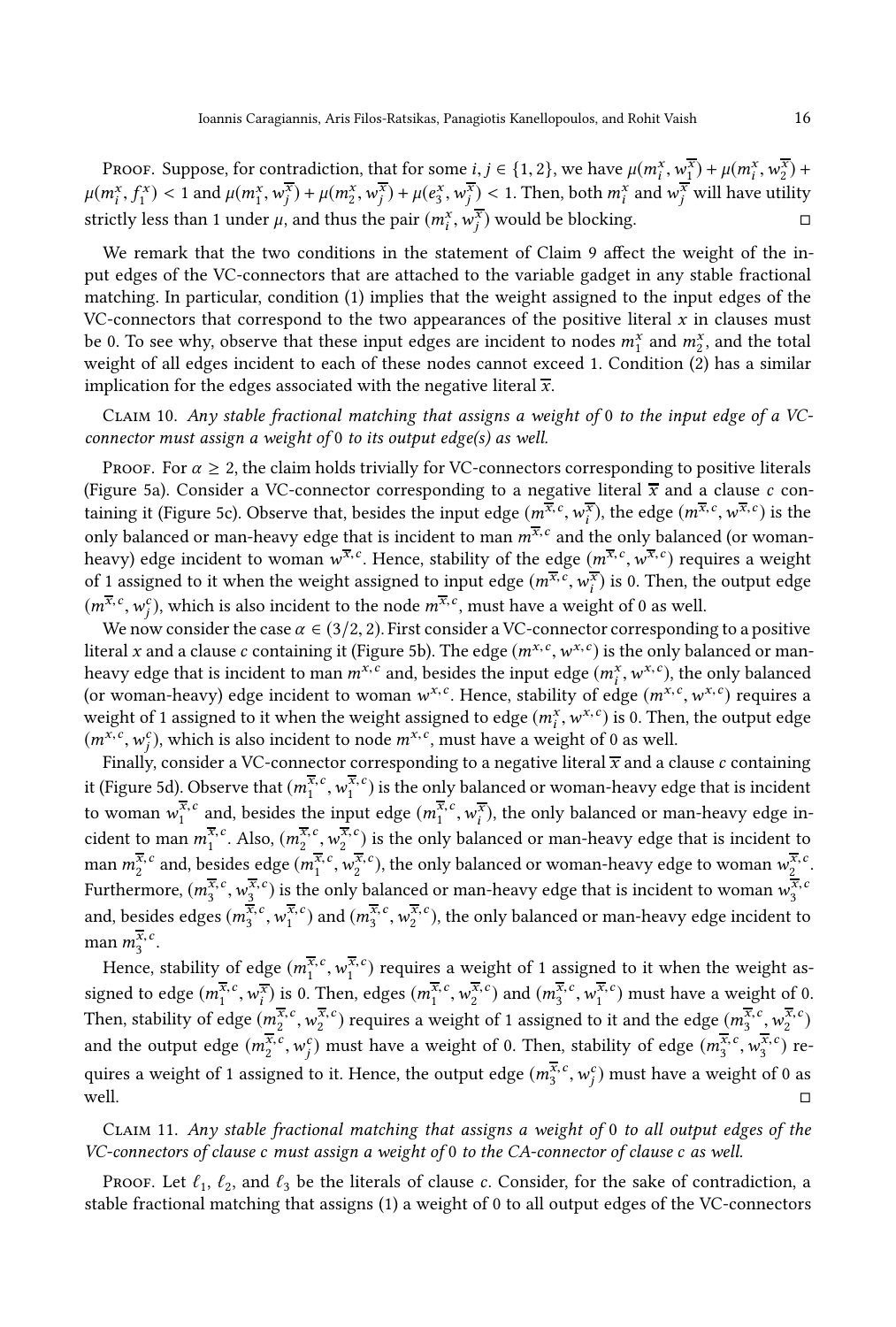Proof. Suppose, for contradiction, that for some $i, j \in \{1, 2\}$, we have $\mu(m_i^x, w_1^{\overline{x}}) + \mu(m_i^x, w_2^{\overline{x}}) + \mu(m_i^x, f_1^x) < 1$ and $\mu(m_1^x, w_j^{\overline{x}}) + \mu(m_2^x, w_j^{\overline{x}}) + \mu(e_3^x, w_j^{\overline{x}}) < 1$. Then, both $m_i^x$ and $w_j^{\overline{x}}$ will have utility strictly less than 1 under $\mu$, and thus the pair $(m_i^x, w_j^{\overline{x}})$ would be blocking. □

We remark that the two conditions in the statement of Claim 9 affect the weight of the input edges of the VC-connectors that are attached to the variable gadget in any stable fractional matching. In particular, condition (1) implies that the weight assigned to the input edges of the VC-connectors that correspond to the two appearances of the positive literal $x$ in clauses must be 0. To see why, observe that these input edges are incident to nodes $m_1^x$ and $m_2^x$, and the total weight of all edges incident to each of these nodes cannot exceed 1. Condition (2) has a similar implication for the edges associated with the negative literal $\overline{x}$.

Claim 10. *Any stable fractional matching that assigns a weight of* 0 *to the input edge of a VC-connector must assign a weight of* 0 *to its output edge(s) as well.*

Proof. For $\alpha \geq 2$, the claim holds trivially for VC-connectors corresponding to positive literals (Figure 5a). Consider a VC-connector corresponding to a negative literal $\overline{x}$ and a clause $c$ containing it (Figure 5c). Observe that, besides the input edge $(m^{\overline{x},c}, w_i^{\overline{x}})$, the edge $(m^{\overline{x},c}, w^{\overline{x},c})$ is the only balanced or man-heavy edge that is incident to man $m^{\overline{x},c}$ and the only balanced (or woman-heavy) edge incident to woman $w^{\overline{x},c}$. Hence, stability of the edge $(m^{\overline{x},c}, w^{\overline{x},c})$ requires a weight of 1 assigned to it when the weight assigned to input edge $(m^{\overline{x},c}, w_i^{\overline{x}})$ is 0. Then, the output edge $(m^{\overline{x},c}, w_j^c)$, which is also incident to the node $m^{\overline{x},c}$, must have a weight of 0 as well.

We now consider the case $\alpha \in (3/2, 2)$. First consider a VC-connector corresponding to a positive literal $x$ and a clause $c$ containing it (Figure 5b). The edge $(m^{x,c}, w^{x,c})$ is the only balanced or man-heavy edge that is incident to man $m^{x,c}$ and, besides the input edge $(m_i^x, w^{x,c})$, the only balanced (or woman-heavy) edge incident to woman $w^{x,c}$. Hence, stability of edge $(m^{x,c}, w^{x,c})$ requires a weight of 1 assigned to it when the weight assigned to edge $(m_i^x, w^{x,c})$ is 0. Then, the output edge $(m^{x,c}, w_j^c)$, which is also incident to node $m^{x,c}$, must have a weight of 0 as well.

Finally, consider a VC-connector corresponding to a negative literal $\overline{x}$ and a clause $c$ containing it (Figure 5d). Observe that $(m_1^{\overline{x},c}, w_1^{\overline{x},c})$ is the only balanced or woman-heavy edge that is incident to woman $w_1^{\overline{x},c}$ and, besides the input edge $(m_1^{\overline{x},c}, w_i^{\overline{x}})$, the only balanced or man-heavy edge incident to man $m_1^{\overline{x},c}$. Also, $(m_2^{\overline{x},c}, w_2^{\overline{x},c})$ is the only balanced or man-heavy edge that is incident to man $m_2^{\overline{x},c}$ and, besides edge $(m_1^{\overline{x},c}, w_2^{\overline{x},c})$, the only balanced or woman-heavy edge to woman $w_2^{\overline{x},c}$. Furthermore, $(m_3^{\overline{x},c}, w_3^{\overline{x},c})$ is the only balanced or man-heavy edge that is incident to woman $w_3^{\overline{x},c}$ and, besides edges $(m_3^{\overline{x},c}, w_1^{\overline{x},c})$ and $(m_3^{\overline{x},c}, w_2^{\overline{x},c})$, the only balanced or man-heavy edge incident to man $m_3^{\overline{x},c}$.

Hence, stability of edge $(m_1^{\overline{x},c}, w_1^{\overline{x},c})$ requires a weight of 1 assigned to it when the weight assigned to edge $(m_1^{\overline{x},c}, w_i^{\overline{x}})$ is 0. Then, edges $(m_1^{\overline{x},c}, w_2^{\overline{x},c})$ and $(m_3^{\overline{x},c}, w_1^{\overline{x},c})$ must have a weight of 0. Then, stability of edge $(m_2^{\overline{x},c}, w_2^{\overline{x},c})$ requires a weight of 1 assigned to it and the edge $(m_3^{\overline{x},c}, w_2^{\overline{x},c})$ and the output edge $(m_2^{\overline{x},c}, w_j^c)$ must have a weight of 0. Then, stability of edge $(m_3^{\overline{x},c}, w_3^{\overline{x},c})$ requires a weight of 1 assigned to it. Hence, the output edge $(m_3^{\overline{x},c}, w_j^c)$ must have a weight of 0 as well. □

Claim 11. *Any stable fractional matching that assigns a weight of* 0 *to all output edges of the VC-connectors of clause* $c$ *must assign a weight of* 0 *to the CA-connector of clause* $c$ *as well.*

Proof. Let $\ell_1$, $\ell_2$, and $\ell_3$ be the literals of clause $c$. Consider, for the sake of contradiction, a stable fractional matching that assigns (1) a weight of 0 to all output edges of the VC-connectors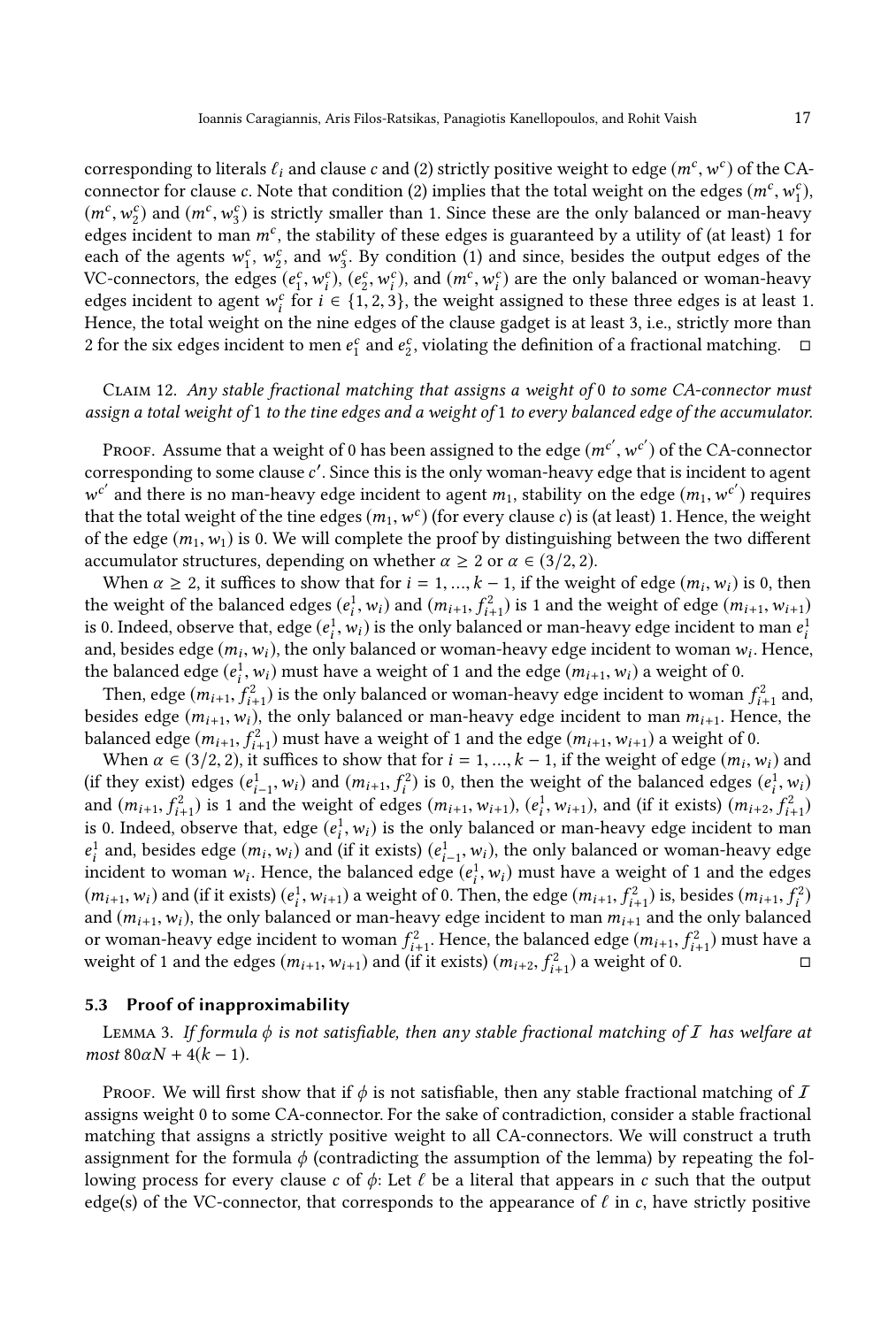corresponding to literals $\ell_i$ and clause $c$ and (2) strictly positive weight to edge $(m^c, w^c)$ of the CA-connector for clause $c$. Note that condition (2) implies that the total weight on the edges $(m^c, w_1^c)$, $(m^c, w_2^c)$ and $(m^c, w_3^c)$ is strictly smaller than 1. Since these are the only balanced or man-heavy edges incident to man $m^c$, the stability of these edges is guaranteed by a utility of (at least) 1 for each of the agents $w_1^c$, $w_2^c$, and $w_3^c$. By condition (1) and since, besides the output edges of the VC-connectors, the edges $(e_1^c, w_i^c)$, $(e_2^c, w_i^c)$, and $(m^c, w_i^c)$ are the only balanced or woman-heavy edges incident to agent $w_i^c$ for $i \in \{1, 2, 3\}$, the weight assigned to these three edges is at least 1. Hence, the total weight on the nine edges of the clause gadget is at least 3, i.e., strictly more than 2 for the six edges incident to men $e_1^c$ and $e_2^c$, violating the definition of a fractional matching. □

Claim 12. *Any stable fractional matching that assigns a weight of* 0 *to some CA-connector must assign a total weight of* 1 *to the tine edges and a weight of* 1 *to every balanced edge of the accumulator.*

Proof. Assume that a weight of 0 has been assigned to the edge $(m^{c'}, w^{c'})$ of the CA-connector corresponding to some clause $c'$. Since this is the only woman-heavy edge that is incident to agent $w^{c'}$ and there is no man-heavy edge incident to agent $m_1$, stability on the edge $(m_1, w^{c'})$ requires that the total weight of the tine edges $(m_1, w^c)$ (for every clause $c$) is (at least) 1. Hence, the weight of the edge $(m_1, w_1)$ is 0. We will complete the proof by distinguishing between the two different accumulator structures, depending on whether $\alpha \geq 2$ or $\alpha \in (3/2, 2)$.

When $\alpha \geq 2$, it suffices to show that for $i = 1, ..., k-1$, if the weight of edge $(m_i, w_i)$ is 0, then the weight of the balanced edges $(e_i^1, w_i)$ and $(m_{i+1}, f_{i+1}^2)$ is 1 and the weight of edge $(m_{i+1}, w_{i+1})$ is 0. Indeed, observe that, edge $(e_i^1, w_i)$ is the only balanced or man-heavy edge incident to man $e_i^1$ and, besides edge $(m_i, w_i)$, the only balanced or woman-heavy edge incident to woman $w_i$. Hence, the balanced edge $(e_i^1, w_i)$ must have a weight of 1 and the edge $(m_{i+1}, w_i)$ a weight of 0.

Then, edge $(m_{i+1}, f_{i+1}^2)$ is the only balanced or woman-heavy edge incident to woman $f_{i+1}^2$ and, besides edge $(m_{i+1}, w_i)$, the only balanced or man-heavy edge incident to man $m_{i+1}$. Hence, the balanced edge $(m_{i+1}, f_{i+1}^2)$ must have a weight of 1 and the edge $(m_{i+1}, w_{i+1})$ a weight of 0.

When $\alpha \in (3/2, 2)$, it suffices to show that for $i = 1, ..., k-1$, if the weight of edge $(m_i, w_i)$ and (if they exist) edges $(e_{i-1}^1, w_i)$ and $(m_{i+1}, f_i^2)$ is 0, then the weight of the balanced edges $(e_i^1, w_i)$ and $(m_{i+1}, f_{i+1}^2)$ is 1 and the weight of edges $(m_{i+1}, w_{i+1})$, $(e_i^1, w_{i+1})$, and (if it exists) $(m_{i+2}, f_{i+1}^2)$ is 0. Indeed, observe that, edge $(e_i^1, w_i)$ is the only balanced or man-heavy edge incident to man $e_i^1$ and, besides edge $(m_i, w_i)$ and (if it exists) $(e_{i-1}^1, w_i)$, the only balanced or woman-heavy edge incident to woman $w_i$. Hence, the balanced edge $(e_i^1, w_i)$ must have a weight of 1 and the edges $(m_{i+1}, w_i)$ and (if it exists) $(e_i^1, w_{i+1})$ a weight of 0. Then, the edge $(m_{i+1}, f_{i+1}^2)$ is, besides $(m_{i+1}, f_i^2)$ and $(m_{i+1}, w_i)$, the only balanced or man-heavy edge incident to man $m_{i+1}$ and the only balanced or woman-heavy edge incident to woman $f_{i+1}^2$. Hence, the balanced edge $(m_{i+1}, f_{i+1}^2)$ must have a weight of 1 and the edges $(m_{i+1}, w_{i+1})$ and (if it exists) $(m_{i+2}, f_{i+1}^2)$ a weight of 0. □

### 5.3 Proof of inapproximability

Lemma 3. *If formula $\phi$ is not satisfiable, then any stable fractional matching of $\mathcal{I}$ has welfare at most $80\alpha N + 4(k-1)$.*

Proof. We will first show that if $\phi$ is not satisfiable, then any stable fractional matching of $\mathcal{I}$ assigns weight 0 to some CA-connector. For the sake of contradiction, consider a stable fractional matching that assigns a strictly positive weight to all CA-connectors. We will construct a truth assignment for the formula $\phi$ (contradicting the assumption of the lemma) by repeating the following process for every clause $c$ of $\phi$: Let $\ell$ be a literal that appears in $c$ such that the output edge(s) of the VC-connector, that corresponds to the appearance of $\ell$ in $c$, have strictly positive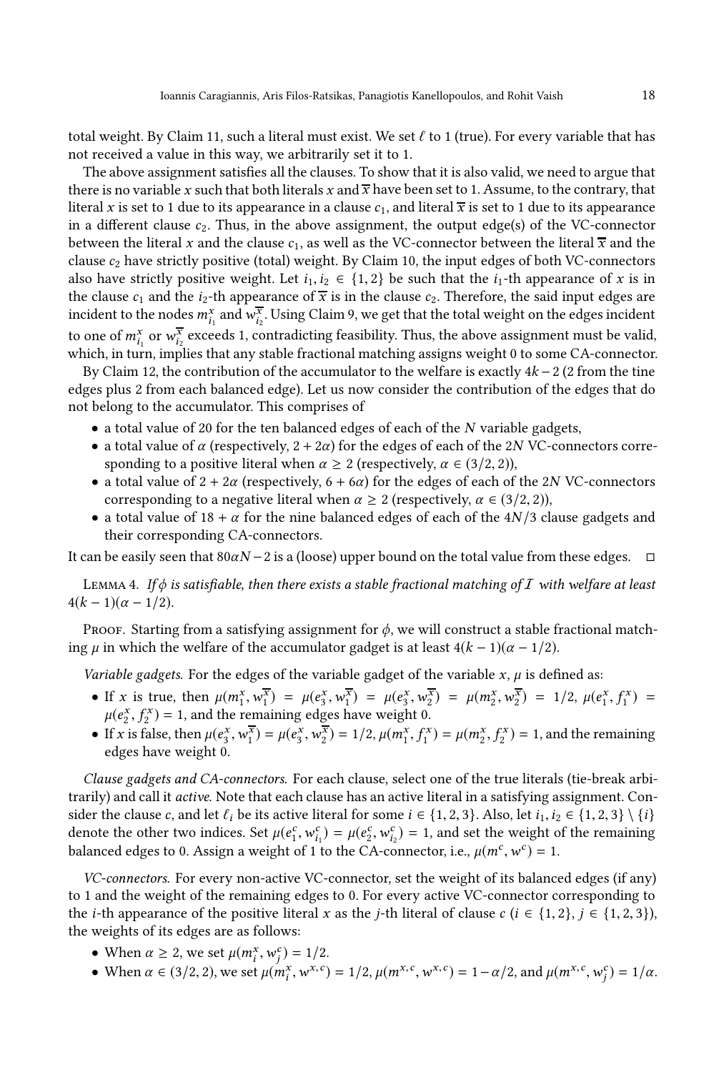total weight. By Claim 11, such a literal must exist. We set $\ell$ to 1 (true). For every variable that has not received a value in this way, we arbitrarily set it to 1.

The above assignment satisfies all the clauses. To show that it is also valid, we need to argue that there is no variable $x$ such that both literals $x$ and $\overline{x}$ have been set to 1. Assume, to the contrary, that literal $x$ is set to 1 due to its appearance in a clause $c_1$, and literal $\overline{x}$ is set to 1 due to its appearance in a different clause $c_2$. Thus, in the above assignment, the output edge(s) of the VC-connector between the literal $x$ and the clause $c_1$, as well as the VC-connector between the literal $\overline{x}$ and the clause $c_2$ have strictly positive (total) weight. By Claim 10, the input edges of both VC-connectors also have strictly positive weight. Let $i_1, i_2 \in \{1, 2\}$ be such that the $i_1$-th appearance of $x$ is in the clause $c_1$ and the $i_2$-th appearance of $\overline{x}$ is in the clause $c_2$. Therefore, the said input edges are incident to the nodes $m^x_{i_1}$ and $w^{\overline{x}}_{i_2}$. Using Claim 9, we get that the total weight on the edges incident to one of $m^x_{i_1}$ or $w^{\overline{x}}_{i_2}$ exceeds 1, contradicting feasibility. Thus, the above assignment must be valid, which, in turn, implies that any stable fractional matching assigns weight 0 to some CA-connector.

By Claim 12, the contribution of the accumulator to the welfare is exactly $4k - 2$ (2 from the tine edges plus 2 from each balanced edge). Let us now consider the contribution of the edges that do not belong to the accumulator. This comprises of

- a total value of 20 for the ten balanced edges of each of the $N$ variable gadgets,
- a total value of $\alpha$ (respectively, $2 + 2\alpha$) for the edges of each of the $2N$ VC-connectors corresponding to a positive literal when $\alpha \geq 2$ (respectively, $\alpha \in (3/2, 2)$),
- a total value of $2 + 2\alpha$ (respectively, $6 + 6\alpha$) for the edges of each of the $2N$ VC-connectors corresponding to a negative literal when $\alpha \geq 2$ (respectively, $\alpha \in (3/2, 2)$),
- a total value of $18 + \alpha$ for the nine balanced edges of each of the $4N/3$ clause gadgets and their corresponding CA-connectors.

It can be easily seen that $80\alpha N - 2$ is a (loose) upper bound on the total value from these edges. □

Lemma 4. *If $\phi$ is satisfiable, then there exists a stable fractional matching of $\mathcal{I}$ with welfare at least $4(k-1)(\alpha - 1/2)$.*

Proof. Starting from a satisfying assignment for $\phi$, we will construct a stable fractional matching $\mu$ in which the welfare of the accumulator gadget is at least $4(k-1)(\alpha - 1/2)$.

*Variable gadgets.* For the edges of the variable gadget of the variable $x$, $\mu$ is defined as:

- If $x$ is true, then $\mu(m^x_1, w^{\overline{x}}_1) = \mu(e^x_3, w^{\overline{x}}_1) = \mu(e^x_3, w^{\overline{x}}_2) = \mu(m^x_2, w^{\overline{x}}_2) = 1/2$, $\mu(e^x_1, f^x_1) = \mu(e^x_2, f^x_2) = 1$, and the remaining edges have weight 0.
- If $x$ is false, then $\mu(e^x_3, w^{\overline{x}}_1) = \mu(e^x_3, w^{\overline{x}}_2) = 1/2$, $\mu(m^x_1, f^x_1) = \mu(m^x_2, f^x_2) = 1$, and the remaining edges have weight 0.

*Clause gadgets and CA-connectors.* For each clause, select one of the true literals (tie-break arbitrarily) and call it *active*. Note that each clause has an active literal in a satisfying assignment. Consider the clause $c$, and let $\ell_i$ be its active literal for some $i \in \{1, 2, 3\}$. Also, let $i_1, i_2 \in \{1, 2, 3\} \setminus \{i\}$ denote the other two indices. Set $\mu(e^c_1, w^c_{i_1}) = \mu(e^c_2, w^c_{i_2}) = 1$, and set the weight of the remaining balanced edges to 0. Assign a weight of 1 to the CA-connector, i.e., $\mu(m^c, w^c) = 1$.

*VC-connectors.* For every non-active VC-connector, set the weight of its balanced edges (if any) to 1 and the weight of the remaining edges to 0. For every active VC-connector corresponding to the $i$-th appearance of the positive literal $x$ as the $j$-th literal of clause $c$ ($i \in \{1, 2\}$, $j \in \{1, 2, 3\}$), the weights of its edges are as follows:

- When $\alpha \geq 2$, we set $\mu(m^x_i, w^c_j) = 1/2$.
- When $\alpha \in (3/2, 2)$, we set $\mu(m^x_i, w^{x,c}) = 1/2$, $\mu(m^{x,c}, w^{x,c}) = 1 - \alpha/2$, and $\mu(m^{x,c}, w^c_j) = 1/\alpha$.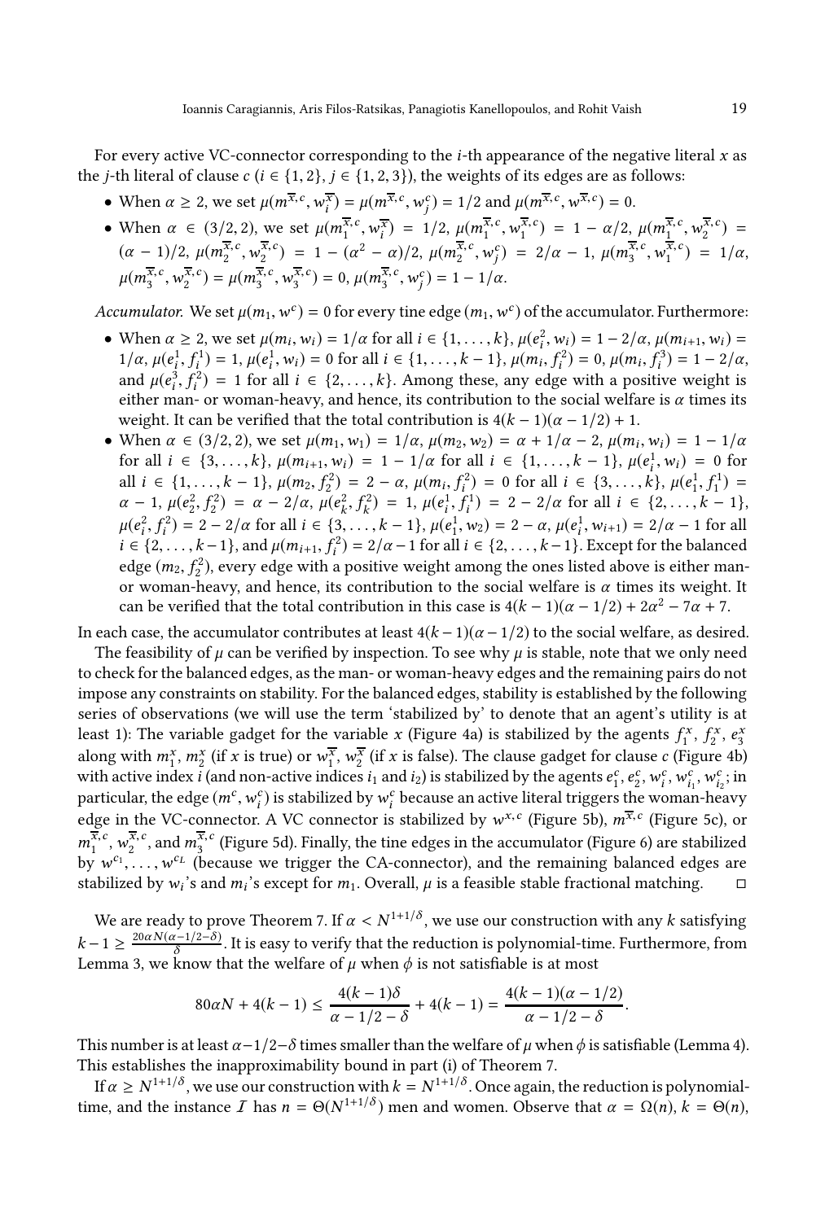For every active VC-connector corresponding to the $i$-th appearance of the negative literal $x$ as the $j$-th literal of clause $c$ ($i \in \{1, 2\}$, $j \in \{1, 2, 3\}$), the weights of its edges are as follows:

- When $\alpha \geq 2$, we set $\mu(m^{\overline{x},c}, w_i^{\overline{x}}) = \mu(m^{\overline{x},c}, w_j^c) = 1/2$ and $\mu(m^{\overline{x},c}, w^{\overline{x},c}) = 0$.
- When $\alpha \in (3/2, 2)$, we set $\mu(m_1^{\overline{x},c}, w_i^{\overline{x}}) = 1/2$, $\mu(m_1^{\overline{x},c}, w_1^{\overline{x},c}) = 1 - \alpha/2$, $\mu(m_1^{\overline{x},c}, w_2^{\overline{x},c}) = (\alpha - 1)/2$, $\mu(m_2^{\overline{x},c}, w_2^{\overline{x},c}) = 1 - (\alpha^2 - \alpha)/2$, $\mu(m_2^{\overline{x},c}, w_j^c) = 2/\alpha - 1$, $\mu(m_3^{\overline{x},c}, w_1^{\overline{x},c}) = 1/\alpha$, $\mu(m_3^{\overline{x},c}, w_2^{\overline{x},c}) = \mu(m_3^{\overline{x},c}, w_3^{\overline{x},c}) = 0$, $\mu(m_3^{\overline{x},c}, w_j^c) = 1 - 1/\alpha$.

*Accumulator.* We set $\mu(m_1, w^c) = 0$ for every tine edge $(m_1, w^c)$ of the accumulator. Furthermore:

- When $\alpha \geq 2$, we set $\mu(m_i, w_i) = 1/\alpha$ for all $i \in \{1, \ldots, k\}$, $\mu(e_i^2, w_i) = 1 - 2/\alpha$, $\mu(m_{i+1}, w_i) = 1/\alpha$, $\mu(e_i^1, f_i^1) = 1$, $\mu(e_i^1, w_i) = 0$ for all $i \in \{1, \ldots, k-1\}$, $\mu(m_i, f_i^2) = 0$, $\mu(m_i, f_i^3) = 1 - 2/\alpha$, and $\mu(e_i^3, f_i^2) = 1$ for all $i \in \{2, \ldots, k\}$. Among these, any edge with a positive weight is either man- or woman-heavy, and hence, its contribution to the social welfare is $\alpha$ times its weight. It can be verified that the total contribution is $4(k-1)(\alpha - 1/2) + 1$.
- When $\alpha \in (3/2, 2)$, we set $\mu(m_1, w_1) = 1/\alpha$, $\mu(m_2, w_2) = \alpha + 1/\alpha - 2$, $\mu(m_i, w_i) = 1 - 1/\alpha$ for all $i \in \{3, \ldots, k\}$, $\mu(m_{i+1}, w_i) = 1 - 1/\alpha$ for all $i \in \{1, \ldots, k-1\}$, $\mu(e_i^1, w_i) = 0$ for all $i \in \{1, \ldots, k-1\}$, $\mu(m_2, f_2^2) = 2 - \alpha$, $\mu(m_i, f_i^2) = 0$ for all $i \in \{3, \ldots, k\}$, $\mu(e_1^1, f_1^1) = \alpha - 1$, $\mu(e_2^2, f_2^2) = \alpha - 2/\alpha$, $\mu(e_k^2, f_k^2) = 1$, $\mu(e_i^1, f_i^1) = 2 - 2/\alpha$ for all $i \in \{2, \ldots, k-1\}$, $\mu(e_i^2, f_i^2) = 2 - 2/\alpha$ for all $i \in \{3, \ldots, k-1\}$, $\mu(e_1^1, w_2) = 2 - \alpha$, $\mu(e_i^1, w_{i+1}) = 2/\alpha - 1$ for all $i \in \{2, \ldots, k-1\}$, and $\mu(m_{i+1}, f_i^2) = 2/\alpha - 1$ for all $i \in \{2, \ldots, k-1\}$. Except for the balanced edge $(m_2, f_2^2)$, every edge with a positive weight among the ones listed above is either man- or woman-heavy, and hence, its contribution to the social welfare is $\alpha$ times its weight. It can be verified that the total contribution in this case is $4(k-1)(\alpha - 1/2) + 2\alpha^2 - 7\alpha + 7$.

In each case, the accumulator contributes at least $4(k-1)(\alpha - 1/2)$ to the social welfare, as desired.

The feasibility of $\mu$ can be verified by inspection. To see why $\mu$ is stable, note that we only need to check for the balanced edges, as the man- or woman-heavy edges and the remaining pairs do not impose any constraints on stability. For the balanced edges, stability is established by the following series of observations (we will use the term 'stabilized by' to denote that an agent's utility is at least 1): The variable gadget for the variable $x$ (Figure 4a) is stabilized by the agents $f_1^x$, $f_2^x$, $e_3^x$ along with $m_1^x$, $m_2^x$ (if $x$ is true) or $m_1^{\overline{x}}$, $w_2^{\overline{x}}$ (if $x$ is false). The clause gadget for clause $c$ (Figure 4b) with active index $i$ (and non-active indices $i_1$ and $i_2$) is stabilized by the agents $e_1^c$, $e_2^c$, $w_i^c$, $w_{i_1}^c$, $w_{i_2}^c$; in particular, the edge $(m^c, w_i^c)$ is stabilized by $w_i^c$ because an active literal triggers the woman-heavy edge in the VC-connector. A VC connector is stabilized by $w^{x,c}$ (Figure 5b), $m^{\overline{x},c}$ (Figure 5c), or $m_1^{\overline{x},c}$, $w_2^{\overline{x},c}$, and $m_3^{\overline{x},c}$ (Figure 5d). Finally, the tine edges in the accumulator (Figure 6) are stabilized by $w^{c_1}, \ldots, w^{c_L}$ (because we trigger the CA-connector), and the remaining balanced edges are stabilized by $w_i$'s and $m_i$'s except for $m_1$. Overall, $\mu$ is a feasible stable fractional matching. $\square$

We are ready to prove Theorem 7. If $\alpha < N^{1+1/\delta}$, we use our construction with any $k$ satisfying $k - 1 \geq \frac{20\alpha N(\alpha - 1/2 - \delta)}{\delta}$. It is easy to verify that the reduction is polynomial-time. Furthermore, from Lemma 3, we know that the welfare of $\mu$ when $\phi$ is not satisfiable is at most

$$80\alpha N + 4(k-1) \leq \frac{4(k-1)\delta}{\alpha - 1/2 - \delta} + 4(k-1) = \frac{4(k-1)(\alpha - 1/2)}{\alpha - 1/2 - \delta}.$$

This number is at least $\alpha - 1/2 - \delta$ times smaller than the welfare of $\mu$ when $\phi$ is satisfiable (Lemma 4). This establishes the inapproximability bound in part (i) of Theorem 7.

If $\alpha \geq N^{1+1/\delta}$, we use our construction with $k = N^{1+1/\delta}$. Once again, the reduction is polynomial-time, and the instance $\mathcal{I}$ has $n = \Theta(N^{1+1/\delta})$ men and women. Observe that $\alpha = \Omega(n)$, $k = \Theta(n)$,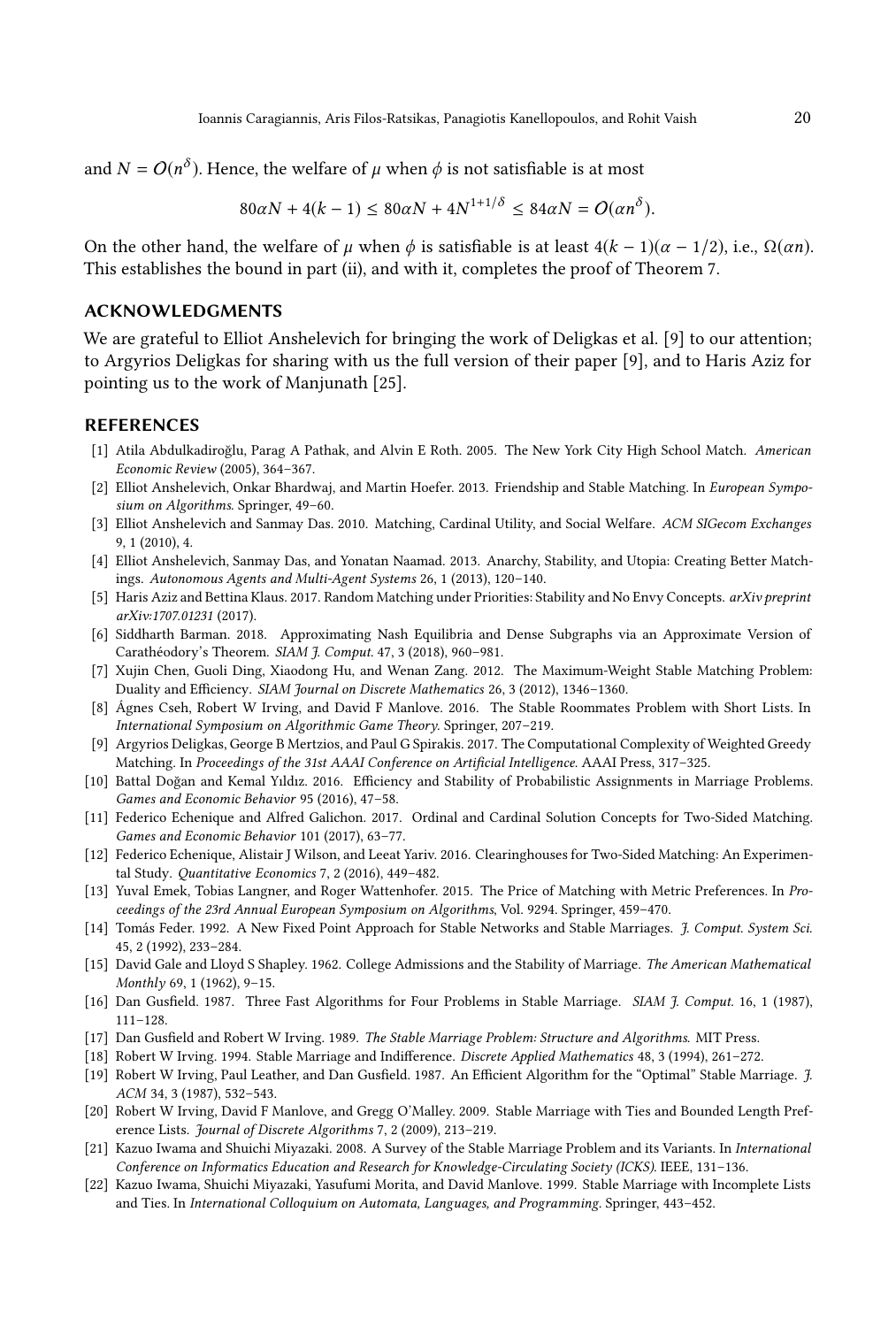and $N = O(n^\delta)$. Hence, the welfare of $\mu$ when $\phi$ is not satisfiable is at most

$$80\alpha N + 4(k-1) \leq 80\alpha N + 4N^{1+1/\delta} \leq 84\alpha N = O(\alpha n^\delta).$$

On the other hand, the welfare of $\mu$ when $\phi$ is satisfiable is at least $4(k-1)(\alpha - 1/2)$, i.e., $\Omega(\alpha n)$. This establishes the bound in part (ii), and with it, completes the proof of Theorem 7.

## ACKNOWLEDGMENTS

We are grateful to Elliot Anshelevich for bringing the work of Deligkas et al. [9] to our attention; to Argyrios Deligkas for sharing with us the full version of their paper [9], and to Haris Aziz for pointing us to the work of Manjunath [25].

## REFERENCES

[1] Atila Abdulkadiroğlu, Parag A Pathak, and Alvin E Roth. 2005. The New York City High School Match. *American Economic Review* (2005), 364–367.

[2] Elliot Anshelevich, Onkar Bhardwaj, and Martin Hoefer. 2013. Friendship and Stable Matching. In *European Symposium on Algorithms*. Springer, 49–60.

[3] Elliot Anshelevich and Sanmay Das. 2010. Matching, Cardinal Utility, and Social Welfare. *ACM SIGecom Exchanges* 9, 1 (2010), 4.

[4] Elliot Anshelevich, Sanmay Das, and Yonatan Naamad. 2013. Anarchy, Stability, and Utopia: Creating Better Matchings. *Autonomous Agents and Multi-Agent Systems* 26, 1 (2013), 120–140.

[5] Haris Aziz and Bettina Klaus. 2017. Random Matching under Priorities: Stability and No Envy Concepts. *arXiv preprint arXiv:1707.01231* (2017).

[6] Siddharth Barman. 2018. Approximating Nash Equilibria and Dense Subgraphs via an Approximate Version of Carathéodory's Theorem. *SIAM J. Comput.* 47, 3 (2018), 960–981.

[7] Xujin Chen, Guoli Ding, Xiaodong Hu, and Wenan Zang. 2012. The Maximum-Weight Stable Matching Problem: Duality and Efficiency. *SIAM Journal on Discrete Mathematics* 26, 3 (2012), 1346–1360.

[8] Ágnes Cseh, Robert W Irving, and David F Manlove. 2016. The Stable Roommates Problem with Short Lists. In *International Symposium on Algorithmic Game Theory*. Springer, 207–219.

[9] Argyrios Deligkas, George B Mertzios, and Paul G Spirakis. 2017. The Computational Complexity of Weighted Greedy Matching. In *Proceedings of the 31st AAAI Conference on Artificial Intelligence*. AAAI Press, 317–325.

[10] Battal Doğan and Kemal Yıldız. 2016. Efficiency and Stability of Probabilistic Assignments in Marriage Problems. *Games and Economic Behavior* 95 (2016), 47–58.

[11] Federico Echenique and Alfred Galichon. 2017. Ordinal and Cardinal Solution Concepts for Two-Sided Matching. *Games and Economic Behavior* 101 (2017), 63–77.

[12] Federico Echenique, Alistair J Wilson, and Leeat Yariv. 2016. Clearinghouses for Two-Sided Matching: An Experimental Study. *Quantitative Economics* 7, 2 (2016), 449–482.

[13] Yuval Emek, Tobias Langner, and Roger Wattenhofer. 2015. The Price of Matching with Metric Preferences. In *Proceedings of the 23rd Annual European Symposium on Algorithms*, Vol. 9294. Springer, 459–470.

[14] Tomás Feder. 1992. A New Fixed Point Approach for Stable Networks and Stable Marriages. *J. Comput. System Sci.* 45, 2 (1992), 233–284.

[15] David Gale and Lloyd S Shapley. 1962. College Admissions and the Stability of Marriage. *The American Mathematical Monthly* 69, 1 (1962), 9–15.

[16] Dan Gusfield. 1987. Three Fast Algorithms for Four Problems in Stable Marriage. *SIAM J. Comput.* 16, 1 (1987), 111–128.

[17] Dan Gusfield and Robert W Irving. 1989. *The Stable Marriage Problem: Structure and Algorithms*. MIT Press.

[18] Robert W Irving. 1994. Stable Marriage and Indifference. *Discrete Applied Mathematics* 48, 3 (1994), 261–272.

[19] Robert W Irving, Paul Leather, and Dan Gusfield. 1987. An Efficient Algorithm for the "Optimal" Stable Marriage. *J. ACM* 34, 3 (1987), 532–543.

[20] Robert W Irving, David F Manlove, and Gregg O'Malley. 2009. Stable Marriage with Ties and Bounded Length Preference Lists. *Journal of Discrete Algorithms* 7, 2 (2009), 213–219.

[21] Kazuo Iwama and Shuichi Miyazaki. 2008. A Survey of the Stable Marriage Problem and its Variants. In *International Conference on Informatics Education and Research for Knowledge-Circulating Society (ICKS)*. IEEE, 131–136.

[22] Kazuo Iwama, Shuichi Miyazaki, Yasufumi Morita, and David Manlove. 1999. Stable Marriage with Incomplete Lists and Ties. In *International Colloquium on Automata, Languages, and Programming*. Springer, 443–452.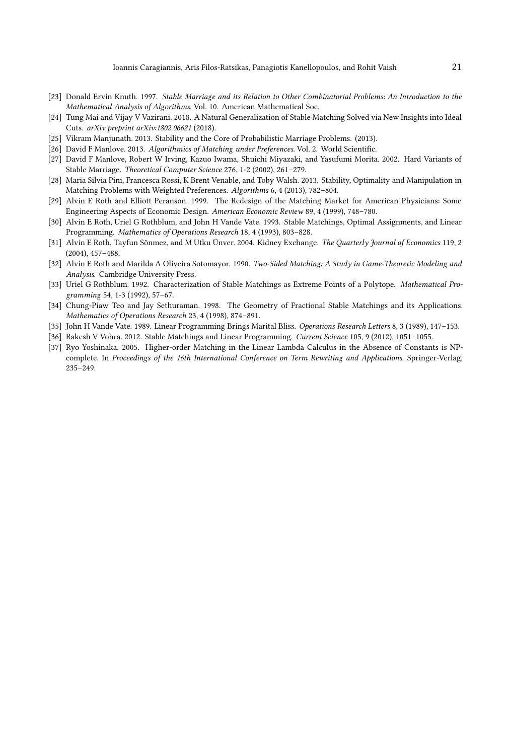- [23] Donald Ervin Knuth. 1997. *Stable Marriage and its Relation to Other Combinatorial Problems: An Introduction to the Mathematical Analysis of Algorithms*. Vol. 10. American Mathematical Soc.
- [24] Tung Mai and Vijay V Vazirani. 2018. A Natural Generalization of Stable Matching Solved via New Insights into Ideal Cuts. *arXiv preprint arXiv:1802.06621* (2018).
- [25] Vikram Manjunath. 2013. Stability and the Core of Probabilistic Marriage Problems. (2013).
- [26] David F Manlove. 2013. *Algorithmics of Matching under Preferences*. Vol. 2. World Scientific.
- [27] David F Manlove, Robert W Irving, Kazuo Iwama, Shuichi Miyazaki, and Yasufumi Morita. 2002. Hard Variants of Stable Marriage. *Theoretical Computer Science* 276, 1-2 (2002), 261–279.
- [28] Maria Silvia Pini, Francesca Rossi, K Brent Venable, and Toby Walsh. 2013. Stability, Optimality and Manipulation in Matching Problems with Weighted Preferences. *Algorithms* 6, 4 (2013), 782–804.
- [29] Alvin E Roth and Elliott Peranson. 1999. The Redesign of the Matching Market for American Physicians: Some Engineering Aspects of Economic Design. *American Economic Review* 89, 4 (1999), 748–780.
- [30] Alvin E Roth, Uriel G Rothblum, and John H Vande Vate. 1993. Stable Matchings, Optimal Assignments, and Linear Programming. *Mathematics of Operations Research* 18, 4 (1993), 803–828.
- [31] Alvin E Roth, Tayfun Sönmez, and M Utku Ünver. 2004. Kidney Exchange. *The Quarterly Journal of Economics* 119, 2 (2004), 457–488.
- [32] Alvin E Roth and Marilda A Oliveira Sotomayor. 1990. *Two-Sided Matching: A Study in Game-Theoretic Modeling and Analysis*. Cambridge University Press.
- [33] Uriel G Rothblum. 1992. Characterization of Stable Matchings as Extreme Points of a Polytope. *Mathematical Programming* 54, 1-3 (1992), 57–67.
- [34] Chung-Piaw Teo and Jay Sethuraman. 1998. The Geometry of Fractional Stable Matchings and its Applications. *Mathematics of Operations Research* 23, 4 (1998), 874–891.
- [35] John H Vande Vate. 1989. Linear Programming Brings Marital Bliss. *Operations Research Letters* 8, 3 (1989), 147–153.
- [36] Rakesh V Vohra. 2012. Stable Matchings and Linear Programming. *Current Science* 105, 9 (2012), 1051–1055.
- [37] Ryo Yoshinaka. 2005. Higher-order Matching in the Linear Lambda Calculus in the Absence of Constants is NP-complete. In *Proceedings of the 16th International Conference on Term Rewriting and Applications*. Springer-Verlag, 235–249.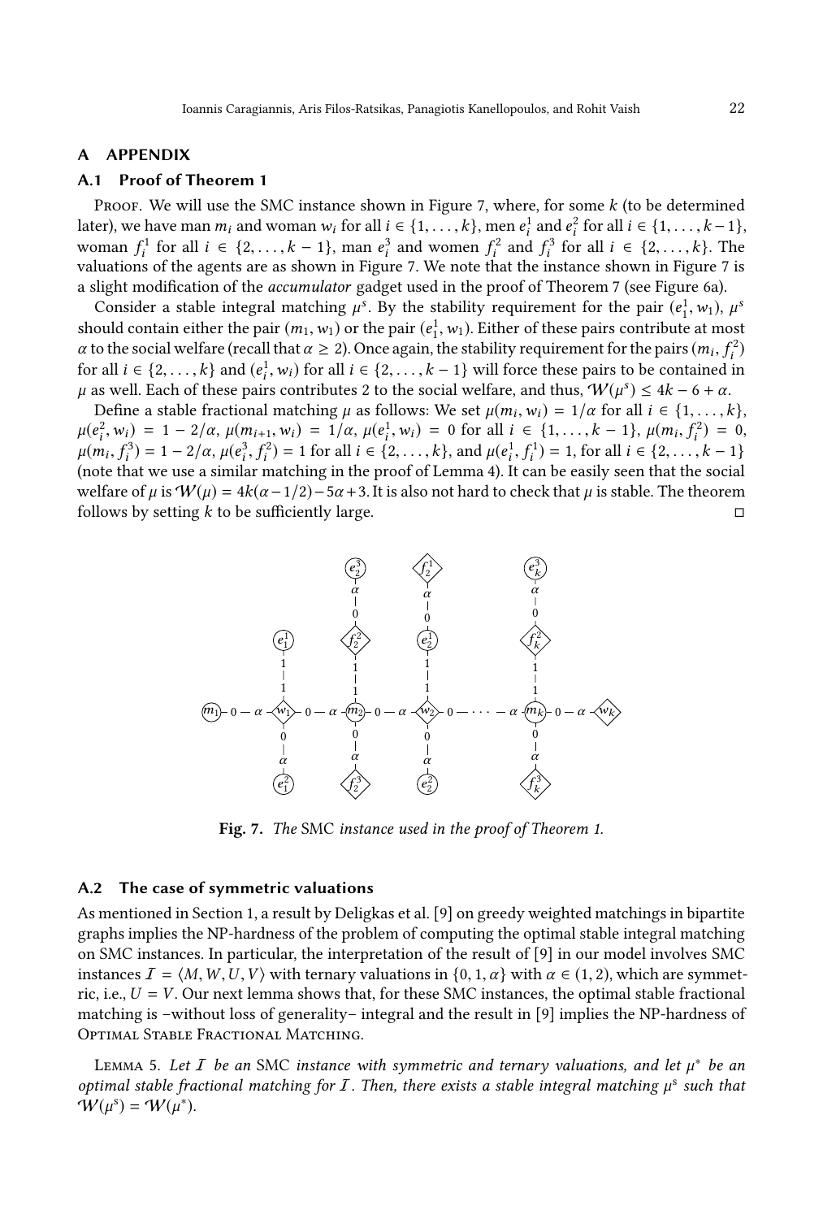## A APPENDIX

### A.1 Proof of Theorem 1

Proof. We will use the SMC instance shown in Figure 7, where, for some $k$ (to be determined later), we have man $m_i$ and woman $w_i$ for all $i \in \{1, \ldots, k\}$, men $e_i^1$ and $e_i^2$ for all $i \in \{1, \ldots, k-1\}$, woman $f_i^1$ for all $i \in \{2, \ldots, k-1\}$, man $e_i^3$ and women $f_i^2$ and $f_i^3$ for all $i \in \{2, \ldots, k\}$. The valuations of the agents are as shown in Figure 7. We note that the instance shown in Figure 7 is a slight modification of the *accumulator* gadget used in the proof of Theorem 7 (see Figure 6a).

Consider a stable integral matching $\mu^s$. By the stability requirement for the pair $(e_1^1, w_1)$, $\mu^s$ should contain either the pair $(m_1, w_1)$ or the pair $(e_1^1, w_1)$. Either of these pairs contribute at most $\alpha$ to the social welfare (recall that $\alpha \geq 2$). Once again, the stability requirement for the pairs $(m_i, f_i^2)$ for all $i \in \{2, \ldots, k\}$ and $(e_i^1, w_i)$ for all $i \in \{2, \ldots, k-1\}$ will force these pairs to be contained in $\mu$ as well. Each of these pairs contributes 2 to the social welfare, and thus, $\mathcal{W}(\mu^s) \leq 4k - 6 + \alpha$.

Define a stable fractional matching $\mu$ as follows: We set $\mu(m_i, w_i) = 1/\alpha$ for all $i \in \{1, \ldots, k\}$, $\mu(e_i^2, w_i) = 1 - 2/\alpha$, $\mu(m_{i+1}, w_i) = 1/\alpha$, $\mu(e_i^1, w_i) = 0$ for all $i \in \{1, \ldots, k-1\}$, $\mu(m_i, f_i^2) = 0$, $\mu(m_i, f_i^3) = 1 - 2/\alpha$, $\mu(e_i^3, f_i^2) = 1$ for all $i \in \{2, \ldots, k\}$, and $\mu(e_i^1, f_i^1) = 1$, for all $i \in \{2, \ldots, k-1\}$ (note that we use a similar matching in the proof of Lemma 4). It can be easily seen that the social welfare of $\mu$ is $\mathcal{W}(\mu) = 4k(\alpha - 1/2) - 5\alpha + 3$. It is also not hard to check that $\mu$ is stable. The theorem follows by setting $k$ to be sufficiently large. □

**Fig. 7.** *The* SMC *instance used in the proof of Theorem 1.*

### A.2 The case of symmetric valuations

As mentioned in Section 1, a result by Deligkas et al. [9] on greedy weighted matchings in bipartite graphs implies the NP-hardness of the problem of computing the optimal stable integral matching on SMC instances. In particular, the interpretation of the result of [9] in our model involves SMC instances $\mathcal{I} = \langle M, W, U, V \rangle$ with ternary valuations in $\{0, 1, \alpha\}$ with $\alpha \in (1, 2)$, which are symmetric, i.e., $U = V$. Our next lemma shows that, for these SMC instances, the optimal stable fractional matching is –without loss of generality– integral and the result in [9] implies the NP-hardness of Optimal Stable Fractional Matching.

Lemma 5. *Let $\mathcal{I}$ be an* SMC *instance with symmetric and ternary valuations, and let $\mu^*$ be an optimal stable fractional matching for $\mathcal{I}$. Then, there exists a stable integral matching $\mu^s$ such that $\mathcal{W}(\mu^s) = \mathcal{W}(\mu^*)$.*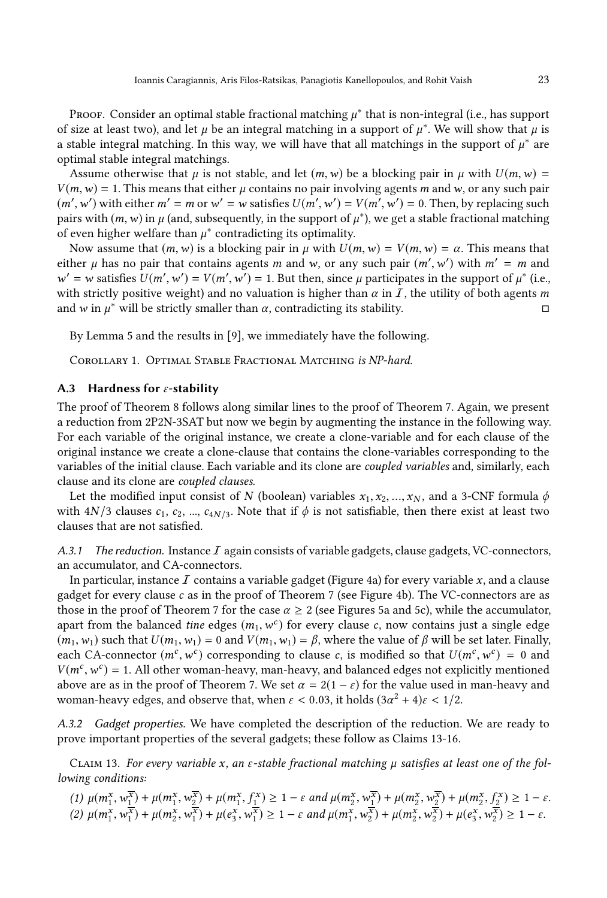Proof. Consider an optimal stable fractional matching $\mu^*$ that is non-integral (i.e., has support of size at least two), and let $\mu$ be an integral matching in a support of $\mu^*$. We will show that $\mu$ is a stable integral matching. In this way, we will have that all matchings in the support of $\mu^*$ are optimal stable integral matchings.

Assume otherwise that $\mu$ is not stable, and let $(m, w)$ be a blocking pair in $\mu$ with $U(m, w) = V(m, w) = 1$. This means that either $\mu$ contains no pair involving agents $m$ and $w$, or any such pair $(m', w')$ with either $m' = m$ or $w' = w$ satisfies $U(m', w') = V(m', w') = 0$. Then, by replacing such pairs with $(m, w)$ in $\mu$ (and, subsequently, in the support of $\mu^*$), we get a stable fractional matching of even higher welfare than $\mu^*$ contradicting its optimality.

Now assume that $(m, w)$ is a blocking pair in $\mu$ with $U(m, w) = V(m, w) = \alpha$. This means that either $\mu$ has no pair that contains agents $m$ and $w$, or any such pair $(m', w')$ with $m' = m$ and $w' = w$ satisfies $U(m', w') = V(m', w') = 1$. But then, since $\mu$ participates in the support of $\mu^*$ (i.e., with strictly positive weight) and no valuation is higher than $\alpha$ in $\mathcal{I}$, the utility of both agents $m$ and $w$ in $\mu^*$ will be strictly smaller than $\alpha$, contradicting its stability. □

By Lemma 5 and the results in [9], we immediately have the following.

Corollary 1. *Optimal Stable Fractional Matching is NP-hard.*

### A.3 Hardness for $\varepsilon$-stability

The proof of Theorem 8 follows along similar lines to the proof of Theorem 7. Again, we present a reduction from 2P2N-3SAT but now we begin by augmenting the instance in the following way. For each variable of the original instance, we create a clone-variable and for each clause of the original instance we create a clone-clause that contains the clone-variables corresponding to the variables of the initial clause. Each variable and its clone are *coupled variables* and, similarly, each clause and its clone are *coupled clauses*.

Let the modified input consist of $N$ (boolean) variables $x_1, x_2, ..., x_N$, and a 3-CNF formula $\phi$ with $4N/3$ clauses $c_1, c_2, ..., c_{4N/3}$. Note that if $\phi$ is not satisfiable, then there exist at least two clauses that are not satisfied.

#### A.3.1 The reduction.

Instance $\mathcal{I}$ again consists of variable gadgets, clause gadgets, VC-connectors, an accumulator, and CA-connectors.

In particular, instance $\mathcal{I}$ contains a variable gadget (Figure 4a) for every variable $x$, and a clause gadget for every clause $c$ as in the proof of Theorem 7 (see Figure 4b). The VC-connectors are as those in the proof of Theorem 7 for the case $\alpha \geq 2$ (see Figures 5a and 5c), while the accumulator, apart from the balanced *tine* edges $(m_1, w^c)$ for every clause $c$, now contains just a single edge $(m_1, w_1)$ such that $U(m_1, w_1) = 0$ and $V(m_1, w_1) = \beta$, where the value of $\beta$ will be set later. Finally, each CA-connector $(m^c, w^c)$ corresponding to clause $c$, is modified so that $U(m^c, w^c) = 0$ and $V(m^c, w^c) = 1$. All other woman-heavy, man-heavy, and balanced edges not explicitly mentioned above are as in the proof of Theorem 7. We set $\alpha = 2(1 - \varepsilon)$ for the value used in man-heavy and woman-heavy edges, and observe that, when $\varepsilon < 0.03$, it holds $(3\alpha^2 + 4)\varepsilon < 1/2$.

#### A.3.2 Gadget properties.

We have completed the description of the reduction. We are ready to prove important properties of the several gadgets; these follow as Claims 13-16.

Claim 13. *For every variable $x$, an $\varepsilon$-stable fractional matching $\mu$ satisfies at least one of the following conditions:*

*(1) $\mu(m_1^x, w_1^{\overline{x}}) + \mu(m_1^x, w_2^{\overline{x}}) + \mu(m_1^x, f_1^x) \geq 1 - \varepsilon$ and $\mu(m_2^x, w_1^{\overline{x}}) + \mu(m_2^x, w_2^{\overline{x}}) + \mu(m_2^x, f_2^x) \geq 1 - \varepsilon$.*

*(2) $\mu(m_1^x, w_1^{\overline{x}}) + \mu(m_2^x, w_1^{\overline{x}}) + \mu(e_3^x, w_1^{\overline{x}}) \geq 1 - \varepsilon$ and $\mu(m_1^x, w_2^{\overline{x}}) + \mu(m_2^x, w_2^{\overline{x}}) + \mu(e_3^x, w_2^{\overline{x}}) \geq 1 - \varepsilon$.*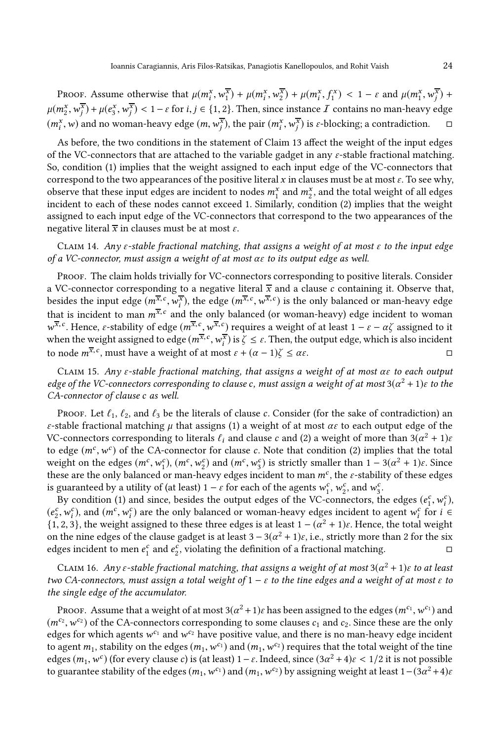Proof. Assume otherwise that $\mu(m_i^x, w_1^{\overline{x}}) + \mu(m_i^x, w_2^{\overline{x}}) + \mu(m_i^x, f_1^x) < 1 - \varepsilon$ and $\mu(m_1^x, w_j^{\overline{x}}) + \mu(m_2^x, w_j^{\overline{x}}) + \mu(e_3^x, w_j^{\overline{x}}) < 1 - \varepsilon$ for $i, j \in \{1, 2\}$. Then, since instance $\mathcal{I}$ contains no man-heavy edge $(m_i^x, w)$ and no woman-heavy edge $(m, w_j^{\overline{x}})$, the pair $(m_i^x, w_j^{\overline{x}})$ is $\varepsilon$-blocking; a contradiction. □

As before, the two conditions in the statement of Claim 13 affect the weight of the input edges of the VC-connectors that are attached to the variable gadget in any $\varepsilon$-stable fractional matching. So, condition (1) implies that the weight assigned to each input edge of the VC-connectors that correspond to the two appearances of the positive literal $x$ in clauses must be at most $\varepsilon$. To see why, observe that these input edges are incident to nodes $m_1^x$ and $m_2^x$, and the total weight of all edges incident to each of these nodes cannot exceed 1. Similarly, condition (2) implies that the weight assigned to each input edge of the VC-connectors that correspond to the two appearances of the negative literal $\overline{x}$ in clauses must be at most $\varepsilon$.

Claim 14. *Any $\varepsilon$-stable fractional matching, that assigns a weight of at most $\varepsilon$ to the input edge of a VC-connector, must assign a weight of at most $\alpha\varepsilon$ to its output edge as well.*

Proof. The claim holds trivially for VC-connectors corresponding to positive literals. Consider a VC-connector corresponding to a negative literal $\overline{x}$ and a clause $c$ containing it. Observe that, besides the input edge $(m^{\overline{x},c}, w_i^{\overline{x}})$, the edge $(m^{\overline{x},c}, w^{\overline{x},c})$ is the only balanced or man-heavy edge that is incident to man $m^{\overline{x},c}$ and the only balanced (or woman-heavy) edge incident to woman $w^{\overline{x},c}$. Hence, $\varepsilon$-stability of edge $(m^{\overline{x},c}, w^{\overline{x},c})$ requires a weight of at least $1 - \varepsilon - \alpha\zeta$ assigned to it when the weight assigned to edge $(m^{\overline{x},c}, w_i^{\overline{x}})$ is $\zeta \leq \varepsilon$. Then, the output edge, which is also incident to node $m^{\overline{x},c}$, must have a weight of at most $\varepsilon + (\alpha - 1)\zeta \leq \alpha\varepsilon$. □

Claim 15. *Any $\varepsilon$-stable fractional matching, that assigns a weight of at most $\alpha\varepsilon$ to each output edge of the VC-connectors corresponding to clause $c$, must assign a weight of at most $3(\alpha^2 + 1)\varepsilon$ to the CA-connector of clause $c$ as well.*

Proof. Let $\ell_1$, $\ell_2$, and $\ell_3$ be the literals of clause $c$. Consider (for the sake of contradiction) an $\varepsilon$-stable fractional matching $\mu$ that assigns (1) a weight of at most $\alpha\varepsilon$ to each output edge of the VC-connectors corresponding to literals $\ell_i$ and clause $c$ and (2) a weight of more than $3(\alpha^2 + 1)\varepsilon$ to edge $(m^c, w^c)$ of the CA-connector for clause $c$. Note that condition (2) implies that the total weight on the edges $(m^c, w_1^c)$, $(m^c, w_2^c)$ and $(m^c, w_3^c)$ is strictly smaller than $1 - 3(\alpha^2 + 1)\varepsilon$. Since these are the only balanced or man-heavy edges incident to man $m^c$, the $\varepsilon$-stability of these edges is guaranteed by a utility of (at least) $1 - \varepsilon$ for each of the agents $w_1^c$, $w_2^c$, and $w_3^c$.

By condition (1) and since, besides the output edges of the VC-connectors, the edges $(e_1^c, w_i^c)$, $(e_2^c, w_i^c)$, and $(m^c, w_i^c)$ are the only balanced or woman-heavy edges incident to agent $w_i^c$ for $i \in \{1, 2, 3\}$, the weight assigned to these three edges is at least $1 - (\alpha^2 + 1)\varepsilon$. Hence, the total weight on the nine edges of the clause gadget is at least $3 - 3(\alpha^2 + 1)\varepsilon$, i.e., strictly more than 2 for the six edges incident to men $e_1^c$ and $e_2^c$, violating the definition of a fractional matching. □

Claim 16. *Any $\varepsilon$-stable fractional matching, that assigns a weight of at most $3(\alpha^2 + 1)\varepsilon$ to at least two CA-connectors, must assign a total weight of $1 - \varepsilon$ to the tine edges and a weight of at most $\varepsilon$ to the single edge of the accumulator.*

Proof. Assume that a weight of at most $3(\alpha^2 + 1)\varepsilon$ has been assigned to the edges $(m^{c_1}, w^{c_1})$ and $(m^{c_2}, w^{c_2})$ of the CA-connectors corresponding to some clauses $c_1$ and $c_2$. Since these are the only edges for which agents $w^{c_1}$ and $w^{c_2}$ have positive value, and there is no man-heavy edge incident to agent $m_1$, stability on the edges $(m_1, w^{c_1})$ and $(m_1, w^{c_2})$ requires that the total weight of the tine edges $(m_1, w^c)$ (for every clause $c$) is (at least) $1 - \varepsilon$. Indeed, since $(3\alpha^2 + 4)\varepsilon < 1/2$ it is not possible to guarantee stability of the edges $(m_1, w^{c_1})$ and $(m_1, w^{c_2})$ by assigning weight at least $1 - (3\alpha^2 + 4)\varepsilon$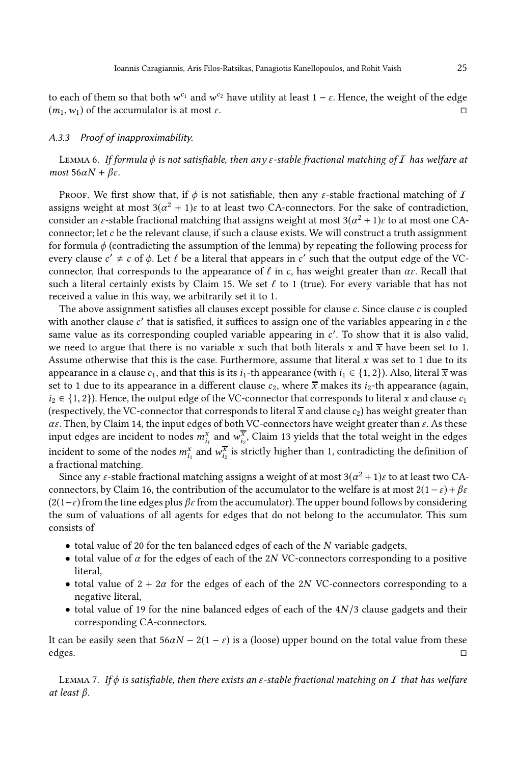to each of them so that both $w^{c_1}$ and $w^{c_2}$ have utility at least $1 - \varepsilon$. Hence, the weight of the edge $(m_1, w_1)$ of the accumulator is at most $\varepsilon$. □

### A.3.3 Proof of inapproximability.

Lemma 6. *If formula $\phi$ is not satisfiable, then any $\varepsilon$-stable fractional matching of $\mathcal{I}$ has welfare at most $56\alpha N + \beta\varepsilon$.*

Proof. We first show that, if $\phi$ is not satisfiable, then any $\varepsilon$-stable fractional matching of $\mathcal{I}$ assigns weight at most $3(\alpha^2 + 1)\varepsilon$ to at least two CA-connectors. For the sake of contradiction, consider an $\varepsilon$-stable fractional matching that assigns weight at most $3(\alpha^2 + 1)\varepsilon$ to at most one CA-connector; let $c$ be the relevant clause, if such a clause exists. We will construct a truth assignment for formula $\phi$ (contradicting the assumption of the lemma) by repeating the following process for every clause $c' \neq c$ of $\phi$. Let $\ell$ be a literal that appears in $c'$ such that the output edge of the VC-connector, that corresponds to the appearance of $\ell$ in $c$, has weight greater than $\alpha\varepsilon$. Recall that such a literal certainly exists by Claim 15. We set $\ell$ to 1 (true). For every variable that has not received a value in this way, we arbitrarily set it to 1.

The above assignment satisfies all clauses except possible for clause $c$. Since clause $c$ is coupled with another clause $c'$ that is satisfied, it suffices to assign one of the variables appearing in $c$ the same value as its corresponding coupled variable appearing in $c'$. To show that it is also valid, we need to argue that there is no variable $x$ such that both literals $x$ and $\overline{x}$ have been set to 1. Assume otherwise that this is the case. Furthermore, assume that literal $x$ was set to 1 due to its appearance in a clause $c_1$, and that this is its $i_1$-th appearance (with $i_1 \in \{1, 2\}$). Also, literal $\overline{x}$ was set to 1 due to its appearance in a different clause $c_2$, where $\overline{x}$ makes its $i_2$-th appearance (again, $i_2 \in \{1, 2\}$). Hence, the output edge of the VC-connector that corresponds to literal $x$ and clause $c_1$ (respectively, the VC-connector that corresponds to literal $\overline{x}$ and clause $c_2$) has weight greater than $\alpha\varepsilon$. Then, by Claim 14, the input edges of both VC-connectors have weight greater than $\varepsilon$. As these input edges are incident to nodes $m^x_{i_1}$ and $w^{\overline{x}}_{i_2}$, Claim 13 yields that the total weight in the edges incident to some of the nodes $m^x_{i_1}$ and $w^{\overline{x}}_{i_2}$ is strictly higher than 1, contradicting the definition of a fractional matching.

Since any $\varepsilon$-stable fractional matching assigns a weight of at most $3(\alpha^2 + 1)\varepsilon$ to at least two CA-connectors, by Claim 16, the contribution of the accumulator to the welfare is at most $2(1 - \varepsilon) + \beta\varepsilon$ ($2(1-\varepsilon)$ from the tine edges plus $\beta\varepsilon$ from the accumulator). The upper bound follows by considering the sum of valuations of all agents for edges that do not belong to the accumulator. This sum consists of

- total value of 20 for the ten balanced edges of each of the $N$ variable gadgets,
- total value of $\alpha$ for the edges of each of the $2N$ VC-connectors corresponding to a positive literal,
- total value of $2 + 2\alpha$ for the edges of each of the $2N$ VC-connectors corresponding to a negative literal,
- total value of 19 for the nine balanced edges of each of the $4N/3$ clause gadgets and their corresponding CA-connectors.

It can be easily seen that $56\alpha N - 2(1 - \varepsilon)$ is a (loose) upper bound on the total value from these edges. □

Lemma 7. *If $\phi$ is satisfiable, then there exists an $\varepsilon$-stable fractional matching on $\mathcal{I}$ that has welfare at least $\beta$.*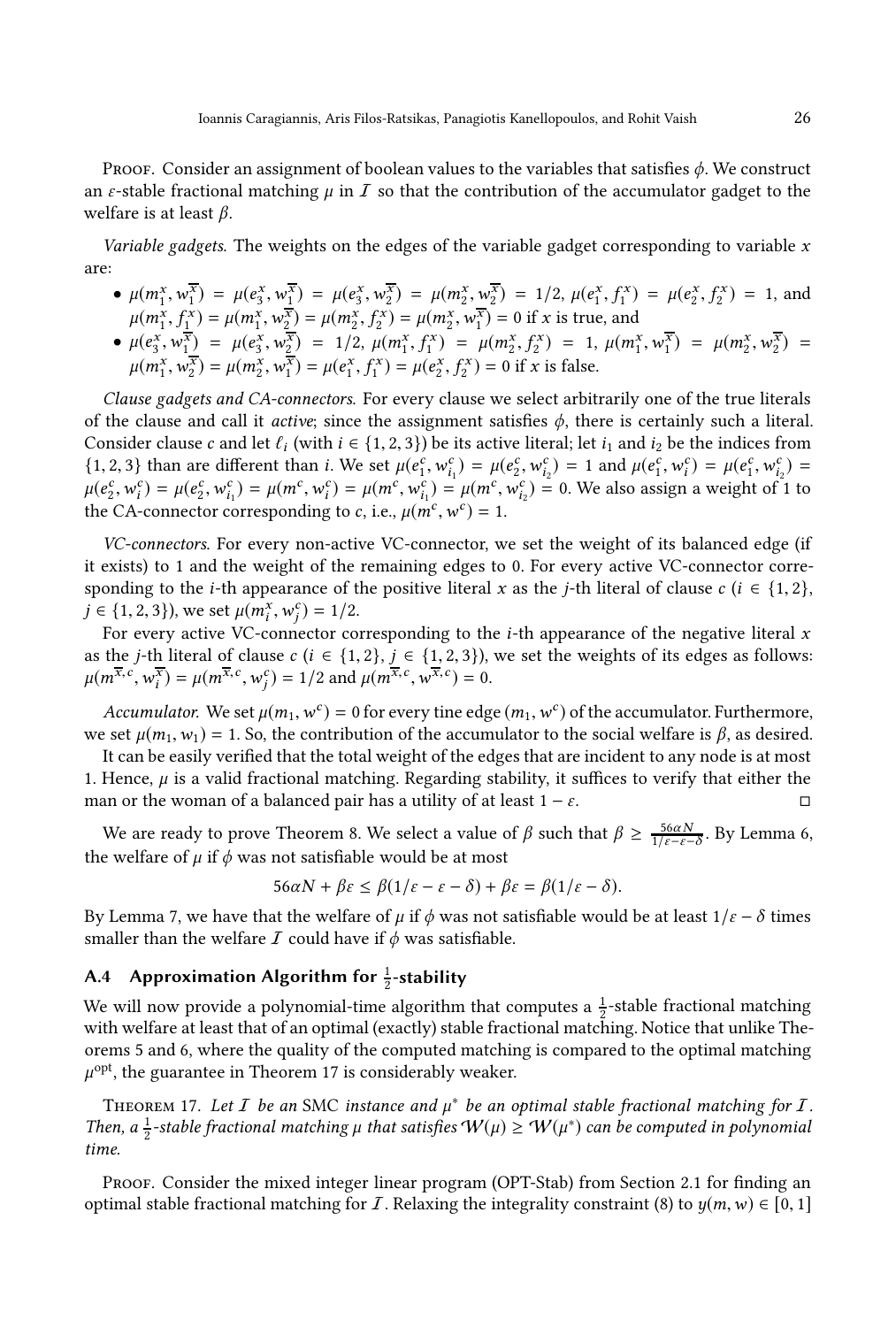Proof. Consider an assignment of boolean values to the variables that satisfies $\phi$. We construct an $\varepsilon$-stable fractional matching $\mu$ in $\mathcal{I}$ so that the contribution of the accumulator gadget to the welfare is at least $\beta$.

*Variable gadgets.* The weights on the edges of the variable gadget corresponding to variable $x$ are:

- $\mu(m_1^x, w_1^{\overline{x}}) = \mu(e_3^x, w_1^{\overline{x}}) = \mu(e_3^x, w_2^{\overline{x}}) = \mu(m_2^x, w_2^{\overline{x}}) = 1/2$, $\mu(e_1^x, f_1^x) = \mu(e_2^x, f_2^x) = 1$, and $\mu(m_1^x, f_1^x) = \mu(m_1^x, w_2^{\overline{x}}) = \mu(m_2^x, f_2^x) = \mu(m_2^x, w_1^{\overline{x}}) = 0$ if $x$ is true, and
- $\mu(e_3^x, w_1^{\overline{x}}) = \mu(e_3^x, w_2^{\overline{x}}) = 1/2$, $\mu(m_1^x, f_1^x) = \mu(m_2^x, f_2^x) = 1$, $\mu(m_1^x, w_1^{\overline{x}}) = \mu(m_2^x, w_2^{\overline{x}}) = \mu(m_1^x, w_2^{\overline{x}}) = \mu(m_2^x, w_1^{\overline{x}}) = \mu(e_1^x, f_1^x) = \mu(e_2^x, f_2^x) = 0$ if $x$ is false.

*Clause gadgets and CA-connectors.* For every clause we select arbitrarily one of the true literals of the clause and call it *active*; since the assignment satisfies $\phi$, there is certainly such a literal. Consider clause $c$ and let $\ell_i$ (with $i \in \{1, 2, 3\}$) be its active literal; let $i_1$ and $i_2$ be the indices from $\{1, 2, 3\}$ than are different than $i$. We set $\mu(e_1^c, w_{i_1}^c) = \mu(e_2^c, w_{i_2}^c) = 1$ and $\mu(e_1^c, w_i^c) = \mu(e_1^c, w_{i_2}^c) = \mu(e_2^c, w_i^c) = \mu(e_2^c, w_{i_1}^c) = \mu(m^c, w_i^c) = \mu(m^c, w_{i_1}^c) = \mu(m^c, w_{i_2}^c) = 0$. We also assign a weight of 1 to the CA-connector corresponding to $c$, i.e., $\mu(m^c, w^c) = 1$.

*VC-connectors.* For every non-active VC-connector, we set the weight of its balanced edge (if it exists) to 1 and the weight of the remaining edges to 0. For every active VC-connector corresponding to the $i$-th appearance of the positive literal $x$ as the $j$-th literal of clause $c$ ($i \in \{1, 2\}$, $j \in \{1, 2, 3\}$), we set $\mu(m_i^x, w_j^c) = 1/2$.

For every active VC-connector corresponding to the $i$-th appearance of the negative literal $x$ as the $j$-th literal of clause $c$ ($i \in \{1, 2\}$, $j \in \{1, 2, 3\}$), we set the weights of its edges as follows: $\mu(m^{\overline{x},c}, w_i^{\overline{x}}) = \mu(m^{\overline{x},c}, w_j^c) = 1/2$ and $\mu(m^{\overline{x},c}, w^{\overline{x},c}) = 0$.

*Accumulator.* We set $\mu(m_1, w^c) = 0$ for every tine edge $(m_1, w^c)$ of the accumulator. Furthermore, we set $\mu(m_1, w_1) = 1$. So, the contribution of the accumulator to the social welfare is $\beta$, as desired.

It can be easily verified that the total weight of the edges that are incident to any node is at most 1. Hence, $\mu$ is a valid fractional matching. Regarding stability, it suffices to verify that either the man or the woman of a balanced pair has a utility of at least $1 - \varepsilon$. □

We are ready to prove Theorem 8. We select a value of $\beta$ such that $\beta \geq \frac{56\alpha N}{1/\varepsilon - \varepsilon - \delta}$. By Lemma 6, the welfare of $\mu$ if $\phi$ was not satisfiable would be at most

$$56\alpha N + \beta\varepsilon \leq \beta(1/\varepsilon - \varepsilon - \delta) + \beta\varepsilon = \beta(1/\varepsilon - \delta).$$

By Lemma 7, we have that the welfare of $\mu$ if $\phi$ was not satisfiable would be at least $1/\varepsilon - \delta$ times smaller than the welfare $\mathcal{I}$ could have if $\phi$ was satisfiable.

### A.4 Approximation Algorithm for $\frac{1}{2}$-stability

We will now provide a polynomial-time algorithm that computes a $\frac{1}{2}$-stable fractional matching with welfare at least that of an optimal (exactly) stable fractional matching. Notice that unlike Theorems 5 and 6, where the quality of the computed matching is compared to the optimal matching $\mu^{\text{opt}}$, the guarantee in Theorem 17 is considerably weaker.

Theorem 17. *Let $\mathcal{I}$ be an* SMC *instance and $\mu^*$ be an optimal stable fractional matching for $\mathcal{I}$. Then, a $\frac{1}{2}$-stable fractional matching $\mu$ that satisfies $\mathcal{W}(\mu) \geq \mathcal{W}(\mu^*)$ can be computed in polynomial time.*

Proof. Consider the mixed integer linear program (OPT-Stab) from Section 2.1 for finding an optimal stable fractional matching for $\mathcal{I}$. Relaxing the integrality constraint (8) to $y(m, w) \in [0, 1]$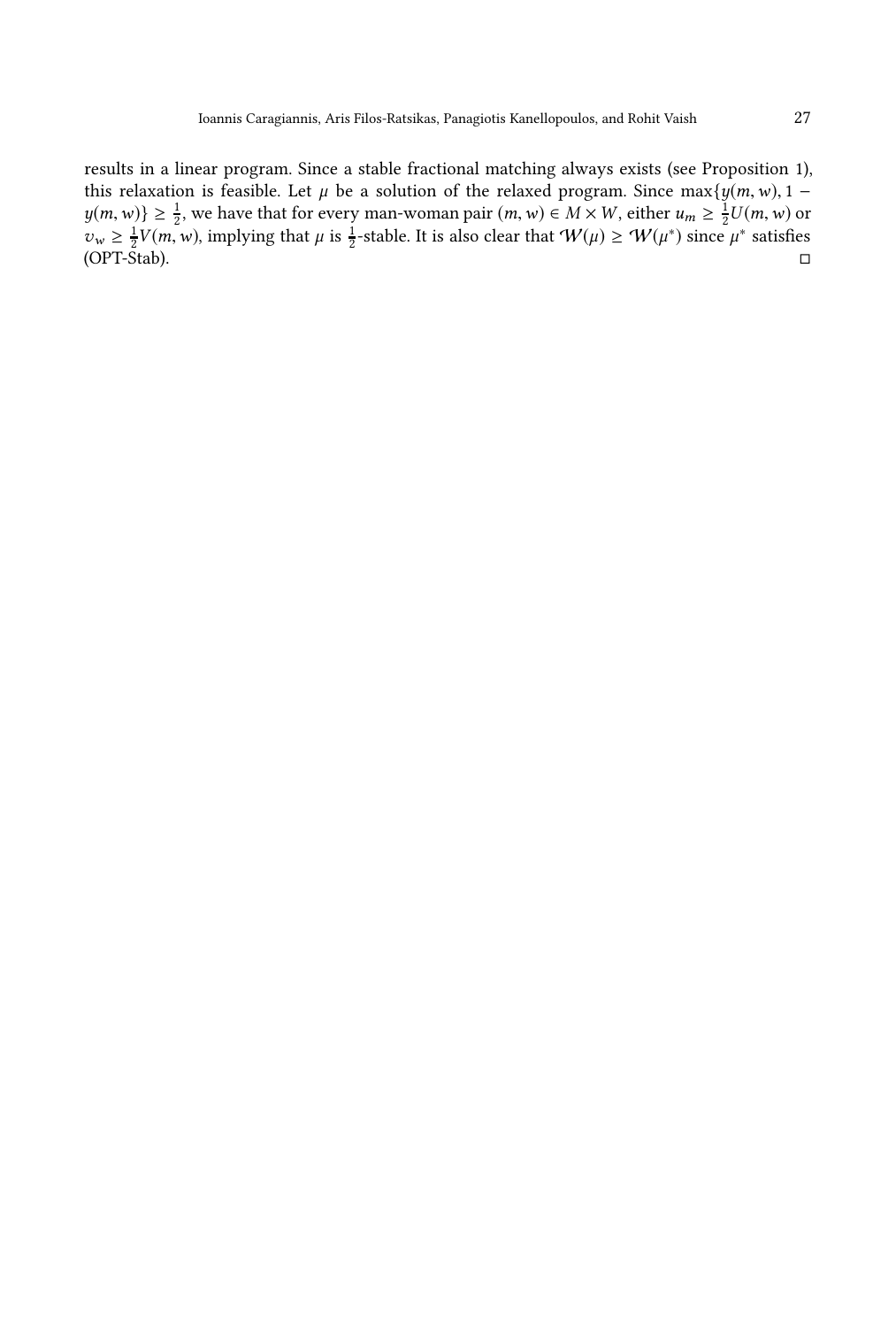results in a linear program. Since a stable fractional matching always exists (see Proposition 1), this relaxation is feasible. Let $\mu$ be a solution of the relaxed program. Since $\max\{y(m, w), 1 - y(m, w)\} \geq \frac{1}{2}$, we have that for every man-woman pair $(m, w) \in M \times W$, either $u_m \geq \frac{1}{2}U(m, w)$ or $v_w \geq \frac{1}{2}V(m, w)$, implying that $\mu$ is $\frac{1}{2}$-stable. It is also clear that $\mathcal{W}(\mu) \geq \mathcal{W}(\mu^*)$ since $\mu^*$ satisfies (OPT-Stab). □